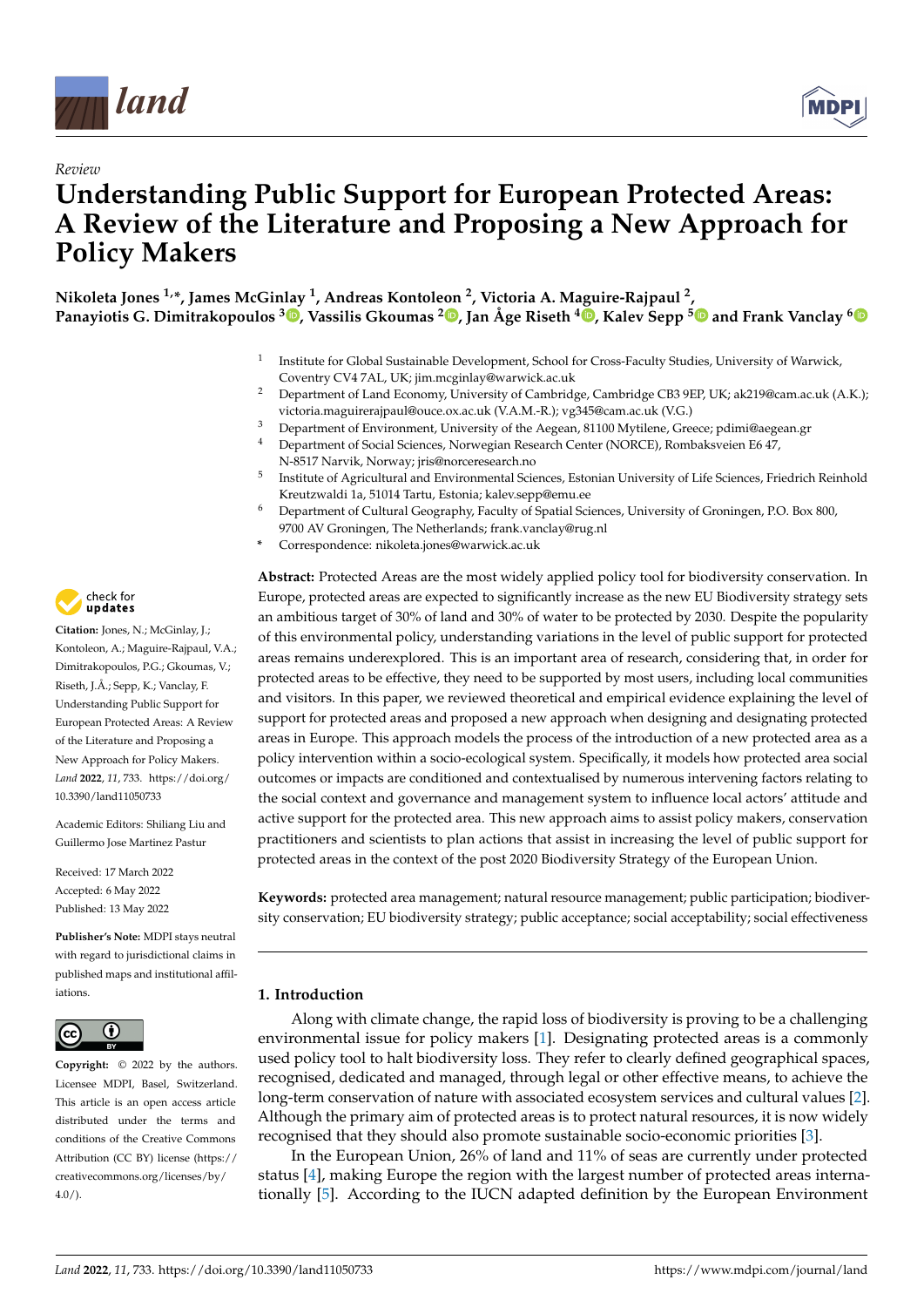Review

# Understanding Public Support for European Protected Areas: A Review of the Literature and Proposing a New Approach for Policy Makers

**Nikoleta Jones [1,*], James McGinlay [1], Andreas Kontoleon [2], Victoria A. Maguire-Rajpaul [2], Panayiotis G. Dimitrakopoulos [3], Vassilis Gkoumas [2], Jan Åge Riseth [4], Kalev Sepp [5] and Frank Vanclay [6]**

[1] Institute for Global Sustainable Development, School for Cross-Faculty Studies, University of Warwick, Coventry CV4 7AL, UK; jim.mcginlay@warwick.ac.uk

[2] Department of Land Economy, University of Cambridge, Cambridge CB3 9EP, UK; ak219@cam.ac.uk (A.K.); victoria.maguirerajpaul@ouce.ox.ac.uk (V.A.M.-R.); vg345@cam.ac.uk (V.G.)

[3] Department of Environment, University of the Aegean, 81100 Mytilene, Greece; pdimi@aegean.gr

[4] Department of Social Sciences, Norwegian Research Center (NORCE), Rombaksveien E6 47, N-8517 Narvik, Norway; jris@norceresearch.no

[5] Institute of Agricultural and Environmental Sciences, Estonian University of Life Sciences, Friedrich Reinhold Kreutzwaldi 1a, 51014 Tartu, Estonia; kalev.sepp@emu.ee

[6] Department of Cultural Geography, Faculty of Spatial Sciences, University of Groningen, P.O. Box 800, 9700 AV Groningen, The Netherlands; frank.vanclay@rug.nl

[*] Correspondence: nikoleta.jones@warwick.ac.uk

**Citation:** Jones, N.; McGinlay, J.; Kontoleon, A.; Maguire-Rajpaul, V.A.; Dimitrakopoulos, P.G.; Gkoumas, V.; Riseth, J.Å.; Sepp, K.; Vanclay, F. Understanding Public Support for European Protected Areas: A Review of the Literature and Proposing a New Approach for Policy Makers. *Land* **2022**, *11*, 733. https://doi.org/10.3390/land11050733

Academic Editors: Shiliang Liu and Guillermo Jose Martinez Pastur

Received: 17 March 2022
Accepted: 6 May 2022
Published: 13 May 2022

**Publisher's Note:** MDPI stays neutral with regard to jurisdictional claims in published maps and institutional affiliations.

**Copyright:** © 2022 by the authors. Licensee MDPI, Basel, Switzerland. This article is an open access article distributed under the terms and conditions of the Creative Commons Attribution (CC BY) license (https://creativecommons.org/licenses/by/4.0/).

**Abstract:** Protected Areas are the most widely applied policy tool for biodiversity conservation. In Europe, protected areas are expected to significantly increase as the new EU Biodiversity strategy sets an ambitious target of 30% of land and 30% of water to be protected by 2030. Despite the popularity of this environmental policy, understanding variations in the level of public support for protected areas remains underexplored. This is an important area of research, considering that, in order for protected areas to be effective, they need to be supported by most users, including local communities and visitors. In this paper, we reviewed theoretical and empirical evidence explaining the level of support for protected areas and proposed a new approach when designing and designating protected areas in Europe. This approach models the process of the introduction of a new protected area as a policy intervention within a socio-ecological system. Specifically, it models how protected area social outcomes or impacts are conditioned and contextualised by numerous intervening factors relating to the social context and governance and management system to influence local actors' attitude and active support for the protected area. This new approach aims to assist policy makers, conservation practitioners and scientists to plan actions that assist in increasing the level of public support for protected areas in the context of the post 2020 Biodiversity Strategy of the European Union.

**Keywords:** protected area management; natural resource management; public participation; biodiversity conservation; EU biodiversity strategy; public acceptance; social acceptability; social effectiveness

## 1. Introduction

Along with climate change, the rapid loss of biodiversity is proving to be a challenging environmental issue for policy makers [1]. Designating protected areas is a commonly used policy tool to halt biodiversity loss. They refer to clearly defined geographical spaces, recognised, dedicated and managed, through legal or other effective means, to achieve the long-term conservation of nature with associated ecosystem services and cultural values [2]. Although the primary aim of protected areas is to protect natural resources, it is now widely recognised that they should also promote sustainable socio-economic priorities [3].

In the European Union, 26% of land and 11% of seas are currently under protected status [4], making Europe the region with the largest number of protected areas internationally [5]. According to the IUCN adapted definition by the European Environment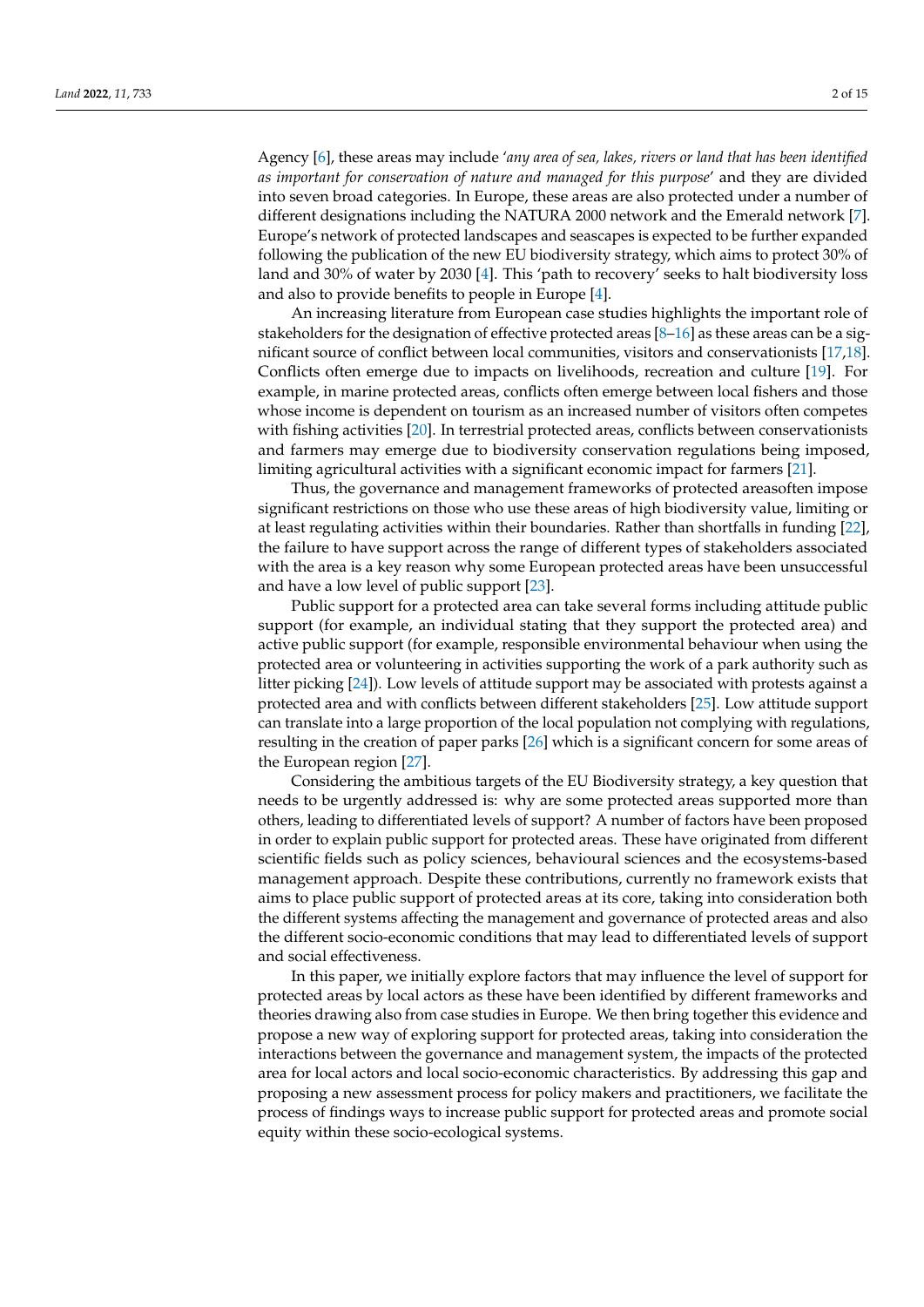Agency [6], these areas may include '*any area of sea, lakes, rivers or land that has been identified as important for conservation of nature and managed for this purpose*' and they are divided into seven broad categories. In Europe, these areas are also protected under a number of different designations including the NATURA 2000 network and the Emerald network [7]. Europe's network of protected landscapes and seascapes is expected to be further expanded following the publication of the new EU biodiversity strategy, which aims to protect 30% of land and 30% of water by 2030 [4]. This 'path to recovery' seeks to halt biodiversity loss and also to provide benefits to people in Europe [4].

An increasing literature from European case studies highlights the important role of stakeholders for the designation of effective protected areas [8–16] as these areas can be a significant source of conflict between local communities, visitors and conservationists [17,18]. Conflicts often emerge due to impacts on livelihoods, recreation and culture [19]. For example, in marine protected areas, conflicts often emerge between local fishers and those whose income is dependent on tourism as an increased number of visitors often competes with fishing activities [20]. In terrestrial protected areas, conflicts between conservationists and farmers may emerge due to biodiversity conservation regulations being imposed, limiting agricultural activities with a significant economic impact for farmers [21].

Thus, the governance and management frameworks of protected areasoften impose significant restrictions on those who use these areas of high biodiversity value, limiting or at least regulating activities within their boundaries. Rather than shortfalls in funding [22], the failure to have support across the range of different types of stakeholders associated with the area is a key reason why some European protected areas have been unsuccessful and have a low level of public support [23].

Public support for a protected area can take several forms including attitude public support (for example, an individual stating that they support the protected area) and active public support (for example, responsible environmental behaviour when using the protected area or volunteering in activities supporting the work of a park authority such as litter picking [24]). Low levels of attitude support may be associated with protests against a protected area and with conflicts between different stakeholders [25]. Low attitude support can translate into a large proportion of the local population not complying with regulations, resulting in the creation of paper parks [26] which is a significant concern for some areas of the European region [27].

Considering the ambitious targets of the EU Biodiversity strategy, a key question that needs to be urgently addressed is: why are some protected areas supported more than others, leading to differentiated levels of support? A number of factors have been proposed in order to explain public support for protected areas. These have originated from different scientific fields such as policy sciences, behavioural sciences and the ecosystems-based management approach. Despite these contributions, currently no framework exists that aims to place public support of protected areas at its core, taking into consideration both the different systems affecting the management and governance of protected areas and also the different socio-economic conditions that may lead to differentiated levels of support and social effectiveness.

In this paper, we initially explore factors that may influence the level of support for protected areas by local actors as these have been identified by different frameworks and theories drawing also from case studies in Europe. We then bring together this evidence and propose a new way of exploring support for protected areas, taking into consideration the interactions between the governance and management system, the impacts of the protected area for local actors and local socio-economic characteristics. By addressing this gap and proposing a new assessment process for policy makers and practitioners, we facilitate the process of findings ways to increase public support for protected areas and promote social equity within these socio-ecological systems.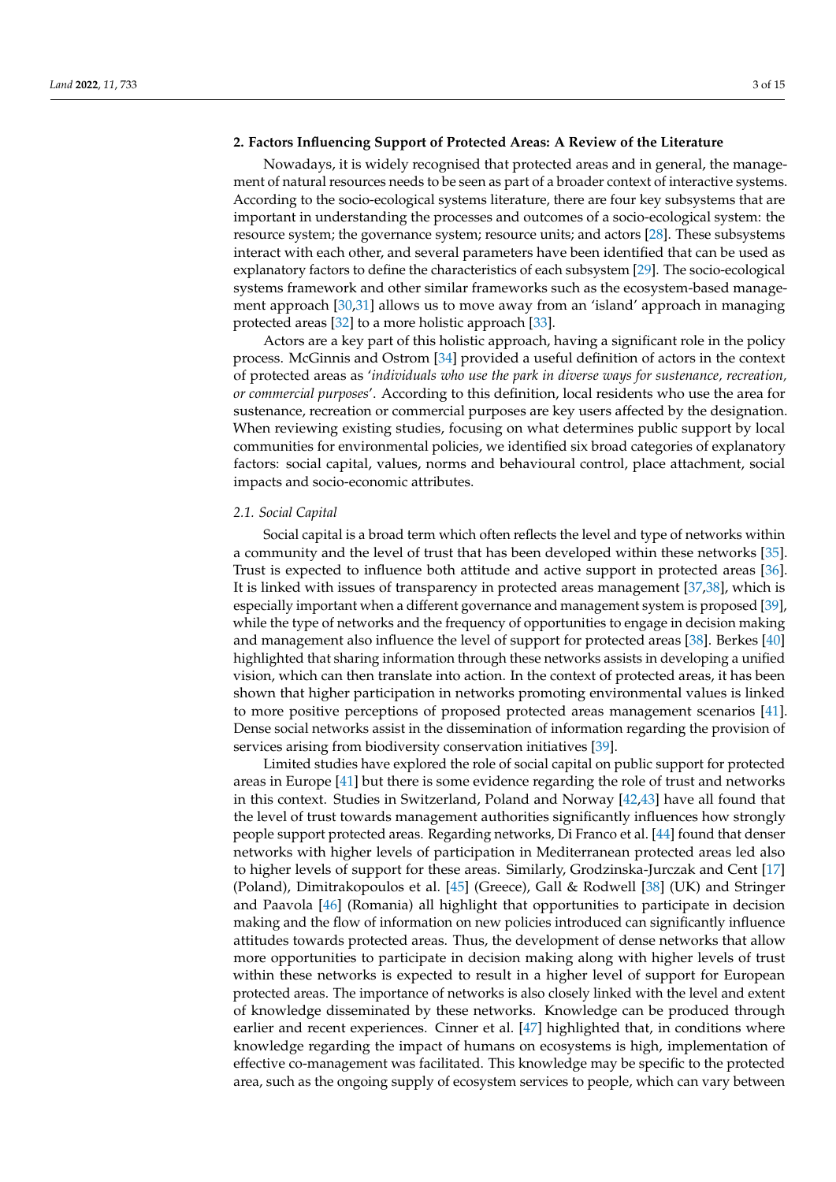## 2. Factors Influencing Support of Protected Areas: A Review of the Literature

Nowadays, it is widely recognised that protected areas and in general, the management of natural resources needs to be seen as part of a broader context of interactive systems. According to the socio-ecological systems literature, there are four key subsystems that are important in understanding the processes and outcomes of a socio-ecological system: the resource system; the governance system; resource units; and actors [28]. These subsystems interact with each other, and several parameters have been identified that can be used as explanatory factors to define the characteristics of each subsystem [29]. The socio-ecological systems framework and other similar frameworks such as the ecosystem-based management approach [30,31] allows us to move away from an 'island' approach in managing protected areas [32] to a more holistic approach [33].

Actors are a key part of this holistic approach, having a significant role in the policy process. McGinnis and Ostrom [34] provided a useful definition of actors in the context of protected areas as '*individuals who use the park in diverse ways for sustenance, recreation, or commercial purposes*'. According to this definition, local residents who use the area for sustenance, recreation or commercial purposes are key users affected by the designation. When reviewing existing studies, focusing on what determines public support by local communities for environmental policies, we identified six broad categories of explanatory factors: social capital, values, norms and behavioural control, place attachment, social impacts and socio-economic attributes.

### *2.1. Social Capital*

Social capital is a broad term which often reflects the level and type of networks within a community and the level of trust that has been developed within these networks [35]. Trust is expected to influence both attitude and active support in protected areas [36]. It is linked with issues of transparency in protected areas management [37,38], which is especially important when a different governance and management system is proposed [39], while the type of networks and the frequency of opportunities to engage in decision making and management also influence the level of support for protected areas [38]. Berkes [40] highlighted that sharing information through these networks assists in developing a unified vision, which can then translate into action. In the context of protected areas, it has been shown that higher participation in networks promoting environmental values is linked to more positive perceptions of proposed protected areas management scenarios [41]. Dense social networks assist in the dissemination of information regarding the provision of services arising from biodiversity conservation initiatives [39].

Limited studies have explored the role of social capital on public support for protected areas in Europe [41] but there is some evidence regarding the role of trust and networks in this context. Studies in Switzerland, Poland and Norway [42,43] have all found that the level of trust towards management authorities significantly influences how strongly people support protected areas. Regarding networks, Di Franco et al. [44] found that denser networks with higher levels of participation in Mediterranean protected areas led also to higher levels of support for these areas. Similarly, Grodzinska-Jurczak and Cent [17] (Poland), Dimitrakopoulos et al. [45] (Greece), Gall & Rodwell [38] (UK) and Stringer and Paavola [46] (Romania) all highlight that opportunities to participate in decision making and the flow of information on new policies introduced can significantly influence attitudes towards protected areas. Thus, the development of dense networks that allow more opportunities to participate in decision making along with higher levels of trust within these networks is expected to result in a higher level of support for European protected areas. The importance of networks is also closely linked with the level and extent of knowledge disseminated by these networks. Knowledge can be produced through earlier and recent experiences. Cinner et al. [47] highlighted that, in conditions where knowledge regarding the impact of humans on ecosystems is high, implementation of effective co-management was facilitated. This knowledge may be specific to the protected area, such as the ongoing supply of ecosystem services to people, which can vary between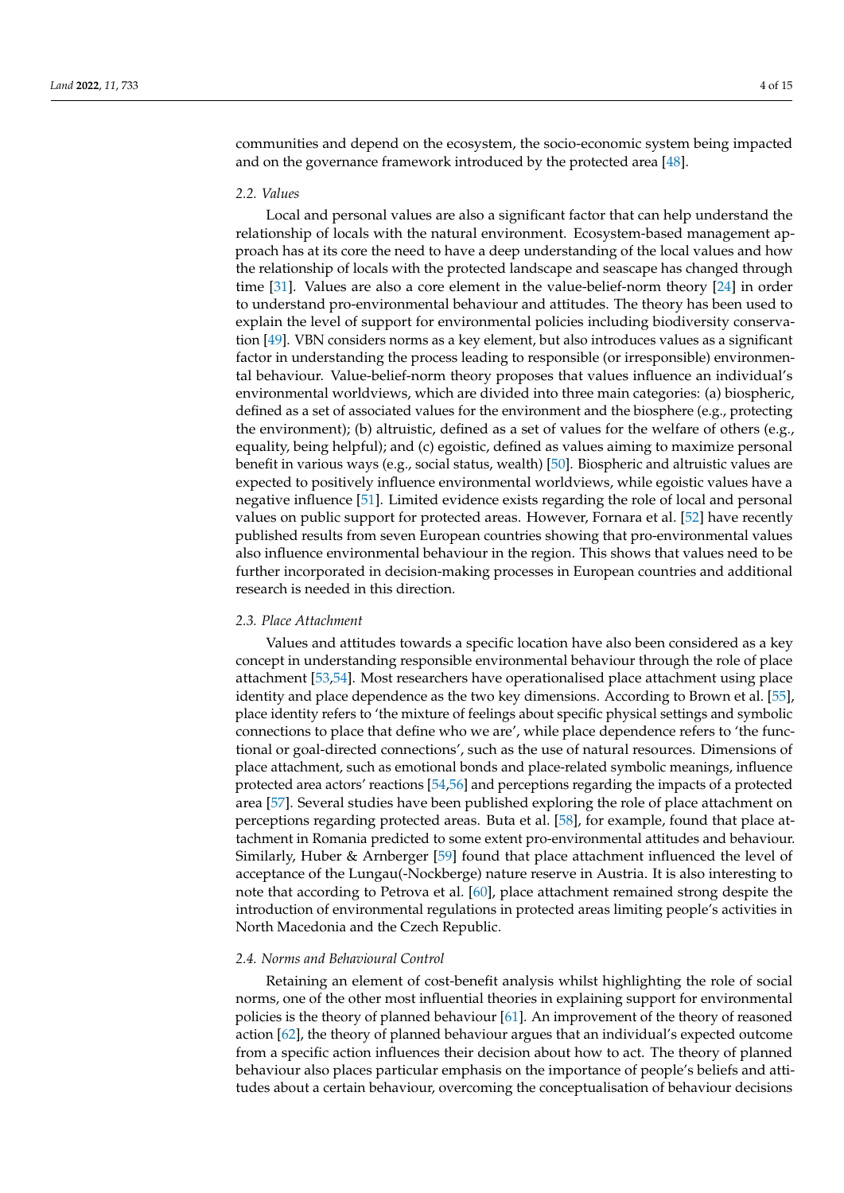communities and depend on the ecosystem, the socio-economic system being impacted and on the governance framework introduced by the protected area [48].

### 2.2. Values

Local and personal values are also a significant factor that can help understand the relationship of locals with the natural environment. Ecosystem-based management approach has at its core the need to have a deep understanding of the local values and how the relationship of locals with the protected landscape and seascape has changed through time [31]. Values are also a core element in the value-belief-norm theory [24] in order to understand pro-environmental behaviour and attitudes. The theory has been used to explain the level of support for environmental policies including biodiversity conservation [49]. VBN considers norms as a key element, but also introduces values as a significant factor in understanding the process leading to responsible (or irresponsible) environmental behaviour. Value-belief-norm theory proposes that values influence an individual's environmental worldviews, which are divided into three main categories: (a) biospheric, defined as a set of associated values for the environment and the biosphere (e.g., protecting the environment); (b) altruistic, defined as a set of values for the welfare of others (e.g., equality, being helpful); and (c) egoistic, defined as values aiming to maximize personal benefit in various ways (e.g., social status, wealth) [50]. Biospheric and altruistic values are expected to positively influence environmental worldviews, while egoistic values have a negative influence [51]. Limited evidence exists regarding the role of local and personal values on public support for protected areas. However, Fornara et al. [52] have recently published results from seven European countries showing that pro-environmental values also influence environmental behaviour in the region. This shows that values need to be further incorporated in decision-making processes in European countries and additional research is needed in this direction.

### 2.3. Place Attachment

Values and attitudes towards a specific location have also been considered as a key concept in understanding responsible environmental behaviour through the role of place attachment [53,54]. Most researchers have operationalised place attachment using place identity and place dependence as the two key dimensions. According to Brown et al. [55], place identity refers to 'the mixture of feelings about specific physical settings and symbolic connections to place that define who we are', while place dependence refers to 'the functional or goal-directed connections', such as the use of natural resources. Dimensions of place attachment, such as emotional bonds and place-related symbolic meanings, influence protected area actors' reactions [54,56] and perceptions regarding the impacts of a protected area [57]. Several studies have been published exploring the role of place attachment on perceptions regarding protected areas. Buta et al. [58], for example, found that place attachment in Romania predicted to some extent pro-environmental attitudes and behaviour. Similarly, Huber & Arnberger [59] found that place attachment influenced the level of acceptance of the Lungau(-Nockberge) nature reserve in Austria. It is also interesting to note that according to Petrova et al. [60], place attachment remained strong despite the introduction of environmental regulations in protected areas limiting people's activities in North Macedonia and the Czech Republic.

### 2.4. Norms and Behavioural Control

Retaining an element of cost-benefit analysis whilst highlighting the role of social norms, one of the other most influential theories in explaining support for environmental policies is the theory of planned behaviour [61]. An improvement of the theory of reasoned action [62], the theory of planned behaviour argues that an individual's expected outcome from a specific action influences their decision about how to act. The theory of planned behaviour also places particular emphasis on the importance of people's beliefs and attitudes about a certain behaviour, overcoming the conceptualisation of behaviour decisions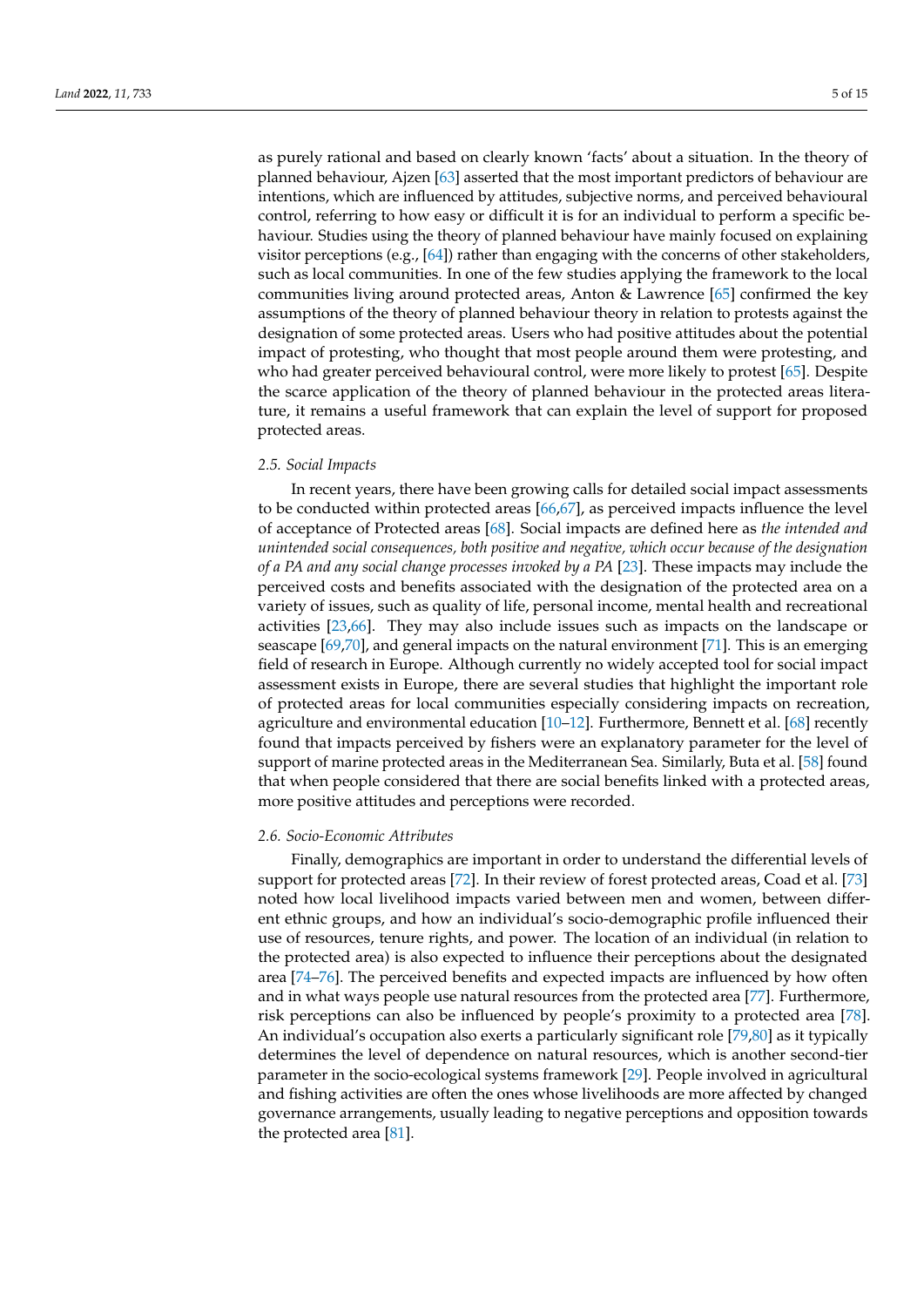as purely rational and based on clearly known 'facts' about a situation. In the theory of planned behaviour, Ajzen [63] asserted that the most important predictors of behaviour are intentions, which are influenced by attitudes, subjective norms, and perceived behavioural control, referring to how easy or difficult it is for an individual to perform a specific behaviour. Studies using the theory of planned behaviour have mainly focused on explaining visitor perceptions (e.g., [64]) rather than engaging with the concerns of other stakeholders, such as local communities. In one of the few studies applying the framework to the local communities living around protected areas, Anton & Lawrence [65] confirmed the key assumptions of the theory of planned behaviour theory in relation to protests against the designation of some protected areas. Users who had positive attitudes about the potential impact of protesting, who thought that most people around them were protesting, and who had greater perceived behavioural control, were more likely to protest [65]. Despite the scarce application of the theory of planned behaviour in the protected areas literature, it remains a useful framework that can explain the level of support for proposed protected areas.

### 2.5. Social Impacts

In recent years, there have been growing calls for detailed social impact assessments to be conducted within protected areas [66,67], as perceived impacts influence the level of acceptance of Protected areas [68]. Social impacts are defined here as *the intended and unintended social consequences, both positive and negative, which occur because of the designation of a PA and any social change processes invoked by a PA* [23]. These impacts may include the perceived costs and benefits associated with the designation of the protected area on a variety of issues, such as quality of life, personal income, mental health and recreational activities [23,66]. They may also include issues such as impacts on the landscape or seascape [69,70], and general impacts on the natural environment [71]. This is an emerging field of research in Europe. Although currently no widely accepted tool for social impact assessment exists in Europe, there are several studies that highlight the important role of protected areas for local communities especially considering impacts on recreation, agriculture and environmental education [10–12]. Furthermore, Bennett et al. [68] recently found that impacts perceived by fishers were an explanatory parameter for the level of support of marine protected areas in the Mediterranean Sea. Similarly, Buta et al. [58] found that when people considered that there are social benefits linked with a protected areas, more positive attitudes and perceptions were recorded.

### 2.6. Socio-Economic Attributes

Finally, demographics are important in order to understand the differential levels of support for protected areas [72]. In their review of forest protected areas, Coad et al. [73] noted how local livelihood impacts varied between men and women, between different ethnic groups, and how an individual's socio-demographic profile influenced their use of resources, tenure rights, and power. The location of an individual (in relation to the protected area) is also expected to influence their perceptions about the designated area [74–76]. The perceived benefits and expected impacts are influenced by how often and in what ways people use natural resources from the protected area [77]. Furthermore, risk perceptions can also be influenced by people's proximity to a protected area [78]. An individual's occupation also exerts a particularly significant role [79,80] as it typically determines the level of dependence on natural resources, which is another second-tier parameter in the socio-ecological systems framework [29]. People involved in agricultural and fishing activities are often the ones whose livelihoods are more affected by changed governance arrangements, usually leading to negative perceptions and opposition towards the protected area [81].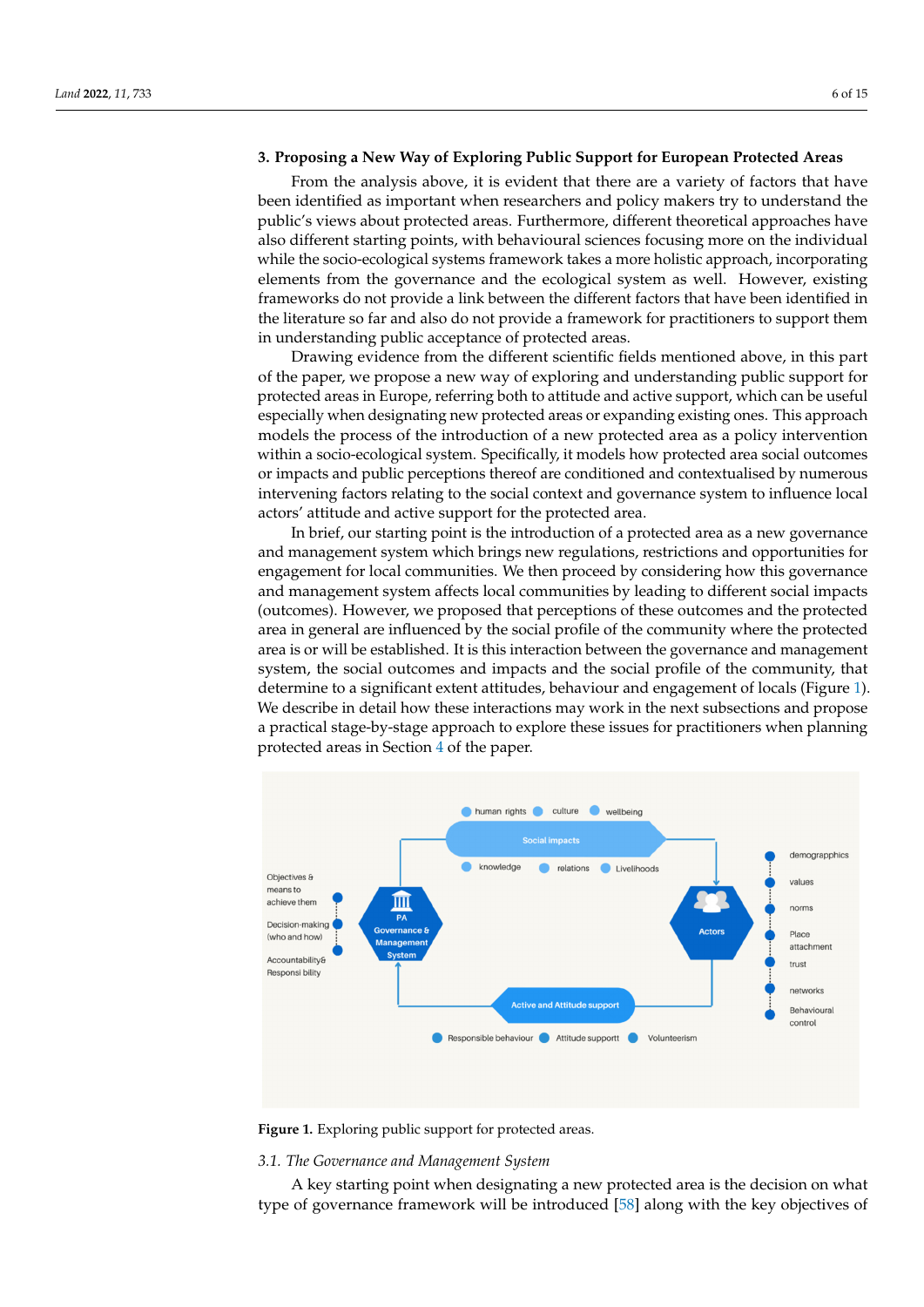## 3. Proposing a New Way of Exploring Public Support for European Protected Areas

From the analysis above, it is evident that there are a variety of factors that have been identified as important when researchers and policy makers try to understand the public's views about protected areas. Furthermore, different theoretical approaches have also different starting points, with behavioural sciences focusing more on the individual while the socio-ecological systems framework takes a more holistic approach, incorporating elements from the governance and the ecological system as well. However, existing frameworks do not provide a link between the different factors that have been identified in the literature so far and also do not provide a framework for practitioners to support them in understanding public acceptance of protected areas.

Drawing evidence from the different scientific fields mentioned above, in this part of the paper, we propose a new way of exploring and understanding public support for protected areas in Europe, referring both to attitude and active support, which can be useful especially when designating new protected areas or expanding existing ones. This approach models the process of the introduction of a new protected area as a policy intervention within a socio-ecological system. Specifically, it models how protected area social outcomes or impacts and public perceptions thereof are conditioned and contextualised by numerous intervening factors relating to the social context and governance system to influence local actors' attitude and active support for the protected area.

In brief, our starting point is the introduction of a protected area as a new governance and management system which brings new regulations, restrictions and opportunities for engagement for local communities. We then proceed by considering how this governance and management system affects local communities by leading to different social impacts (outcomes). However, we proposed that perceptions of these outcomes and the protected area in general are influenced by the social profile of the community where the protected area is or will be established. It is this interaction between the governance and management system, the social outcomes and impacts and the social profile of the community, that determine to a significant extent attitudes, behaviour and engagement of locals (Figure 1). We describe in detail how these interactions may work in the next subsections and propose a practical stage-by-stage approach to explore these issues for practitioners when planning protected areas in Section 4 of the paper.

**Figure 1.** Exploring public support for protected areas.

### 3.1. The Governance and Management System

A key starting point when designating a new protected area is the decision on what type of governance framework will be introduced [58] along with the key objectives of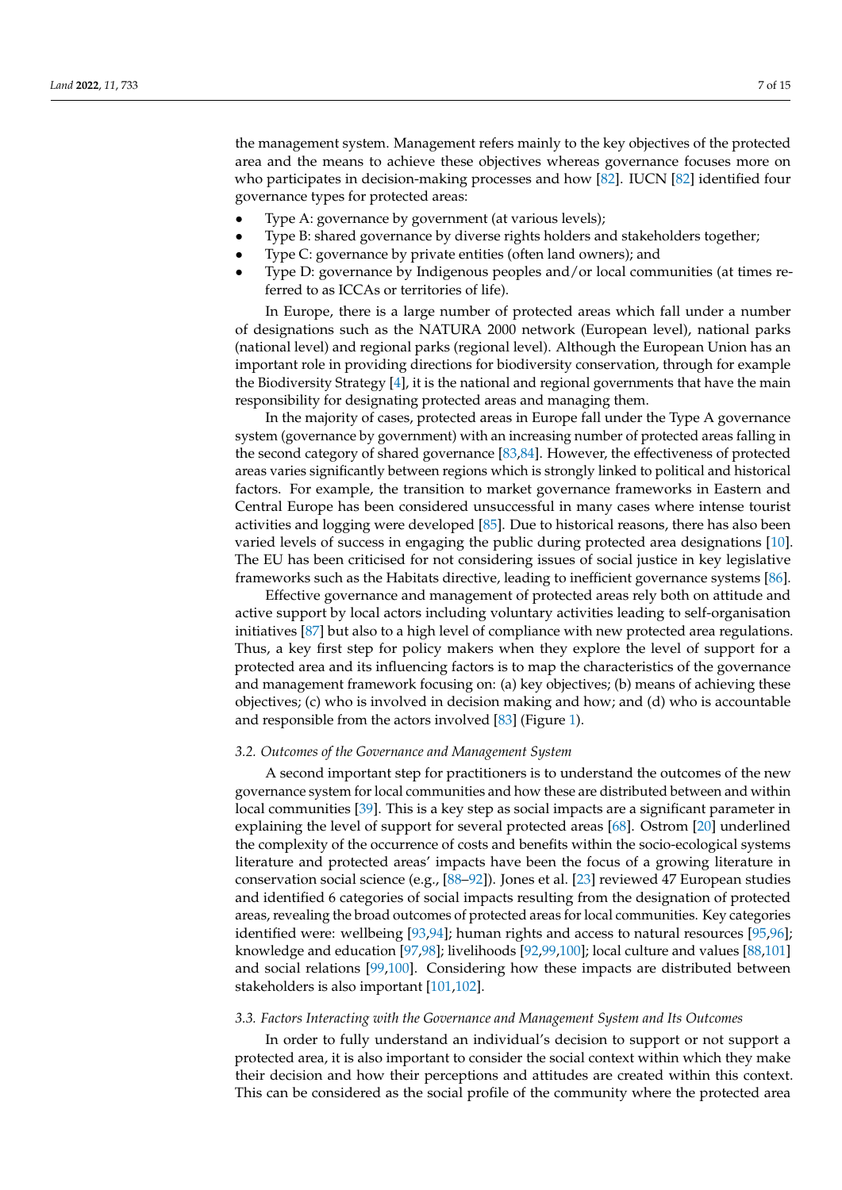the management system. Management refers mainly to the key objectives of the protected area and the means to achieve these objectives whereas governance focuses more on who participates in decision-making processes and how [82]. IUCN [82] identified four governance types for protected areas:

- Type A: governance by government (at various levels);
- Type B: shared governance by diverse rights holders and stakeholders together;
- Type C: governance by private entities (often land owners); and
- Type D: governance by Indigenous peoples and/or local communities (at times referred to as ICCAs or territories of life).

In Europe, there is a large number of protected areas which fall under a number of designations such as the NATURA 2000 network (European level), national parks (national level) and regional parks (regional level). Although the European Union has an important role in providing directions for biodiversity conservation, through for example the Biodiversity Strategy [4], it is the national and regional governments that have the main responsibility for designating protected areas and managing them.

In the majority of cases, protected areas in Europe fall under the Type A governance system (governance by government) with an increasing number of protected areas falling in the second category of shared governance [83,84]. However, the effectiveness of protected areas varies significantly between regions which is strongly linked to political and historical factors. For example, the transition to market governance frameworks in Eastern and Central Europe has been considered unsuccessful in many cases where intense tourist activities and logging were developed [85]. Due to historical reasons, there has also been varied levels of success in engaging the public during protected area designations [10]. The EU has been criticised for not considering issues of social justice in key legislative frameworks such as the Habitats directive, leading to inefficient governance systems [86].

Effective governance and management of protected areas rely both on attitude and active support by local actors including voluntary activities leading to self-organisation initiatives [87] but also to a high level of compliance with new protected area regulations. Thus, a key first step for policy makers when they explore the level of support for a protected area and its influencing factors is to map the characteristics of the governance and management framework focusing on: (a) key objectives; (b) means of achieving these objectives; (c) who is involved in decision making and how; and (d) who is accountable and responsible from the actors involved [83] (Figure 1).

### 3.2. Outcomes of the Governance and Management System

A second important step for practitioners is to understand the outcomes of the new governance system for local communities and how these are distributed between and within local communities [39]. This is a key step as social impacts are a significant parameter in explaining the level of support for several protected areas [68]. Ostrom [20] underlined the complexity of the occurrence of costs and benefits within the socio-ecological systems literature and protected areas' impacts have been the focus of a growing literature in conservation social science (e.g., [88–92]). Jones et al. [23] reviewed 47 European studies and identified 6 categories of social impacts resulting from the designation of protected areas, revealing the broad outcomes of protected areas for local communities. Key categories identified were: wellbeing [93,94]; human rights and access to natural resources [95,96]; knowledge and education [97,98]; livelihoods [92,99,100]; local culture and values [88,101] and social relations [99,100]. Considering how these impacts are distributed between stakeholders is also important [101,102].

### 3.3. Factors Interacting with the Governance and Management System and Its Outcomes

In order to fully understand an individual's decision to support or not support a protected area, it is also important to consider the social context within which they make their decision and how their perceptions and attitudes are created within this context. This can be considered as the social profile of the community where the protected area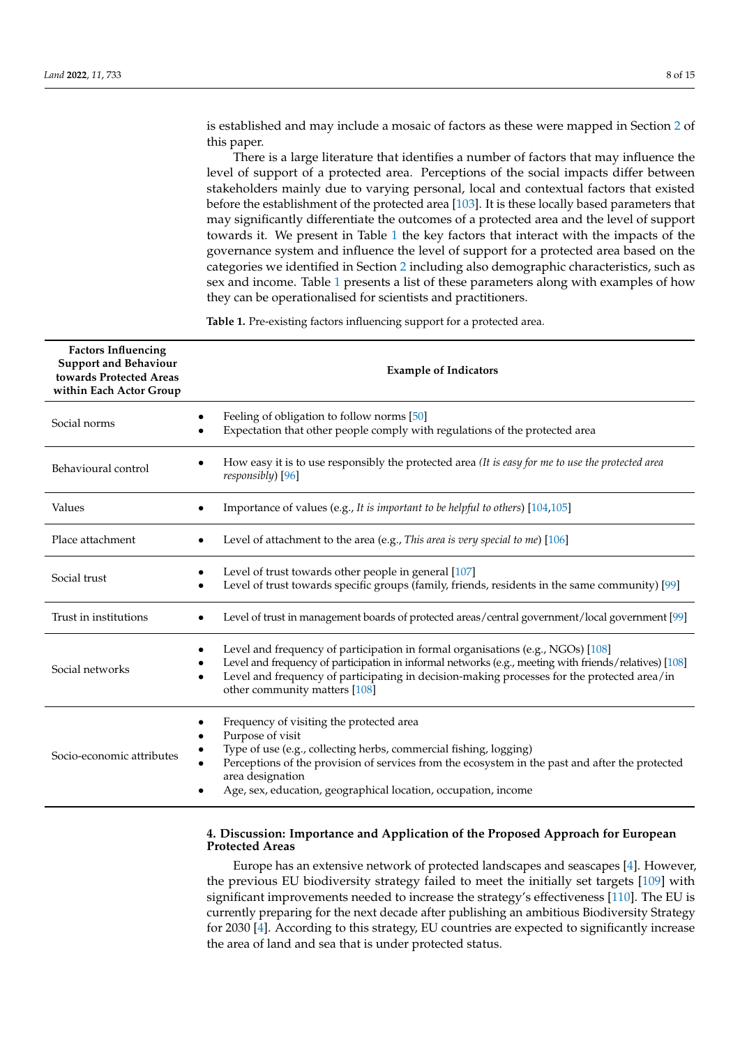is established and may include a mosaic of factors as these were mapped in Section 2 of this paper.

There is a large literature that identifies a number of factors that may influence the level of support of a protected area. Perceptions of the social impacts differ between stakeholders mainly due to varying personal, local and contextual factors that existed before the establishment of the protected area [103]. It is these locally based parameters that may significantly differentiate the outcomes of a protected area and the level of support towards it. We present in Table 1 the key factors that interact with the impacts of the governance system and influence the level of support for a protected area based on the categories we identified in Section 2 including also demographic characteristics, such as sex and income. Table 1 presents a list of these parameters along with examples of how they can be operationalised for scientists and practitioners.

**Table 1.** Pre-existing factors influencing support for a protected area.

| Factors Influencing Support and Behaviour towards Protected Areas within Each Actor Group | Example of Indicators |
|---|---|
| Social norms | • Feeling of obligation to follow norms [50]<br>• Expectation that other people comply with regulations of the protected area |
| Behavioural control | • How easy it is to use responsibly the protected area (*It is easy for me to use the protected area responsibly*) [96] |
| Values | • Importance of values (e.g., *It is important to be helpful to others*) [104,105] |
| Place attachment | • Level of attachment to the area (e.g., *This area is very special to me*) [106] |
| Social trust | • Level of trust towards other people in general [107]<br>• Level of trust towards specific groups (family, friends, residents in the same community) [99] |
| Trust in institutions | • Level of trust in management boards of protected areas/central government/local government [99] |
| Social networks | • Level and frequency of participation in formal organisations (e.g., NGOs) [108]<br>• Level and frequency of participation in informal networks (e.g., meeting with friends/relatives) [108]<br>• Level and frequency of participating in decision-making processes for the protected area/in other community matters [108] |
| Socio-economic attributes | • Frequency of visiting the protected area<br>• Purpose of visit<br>• Type of use (e.g., collecting herbs, commercial fishing, logging)<br>• Perceptions of the provision of services from the ecosystem in the past and after the protected area designation<br>• Age, sex, education, geographical location, occupation, income |

## 4. Discussion: Importance and Application of the Proposed Approach for European Protected Areas

Europe has an extensive network of protected landscapes and seascapes [4]. However, the previous EU biodiversity strategy failed to meet the initially set targets [109] with significant improvements needed to increase the strategy's effectiveness [110]. The EU is currently preparing for the next decade after publishing an ambitious Biodiversity Strategy for 2030 [4]. According to this strategy, EU countries are expected to significantly increase the area of land and sea that is under protected status.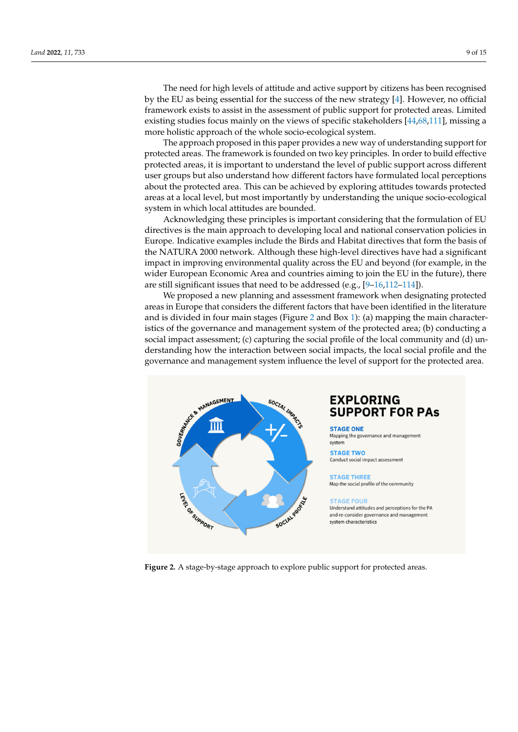The need for high levels of attitude and active support by citizens has been recognised by the EU as being essential for the success of the new strategy [4]. However, no official framework exists to assist in the assessment of public support for protected areas. Limited existing studies focus mainly on the views of specific stakeholders [44,68,111], missing a more holistic approach of the whole socio-ecological system.

The approach proposed in this paper provides a new way of understanding support for protected areas. The framework is founded on two key principles. In order to build effective protected areas, it is important to understand the level of public support across different user groups but also understand how different factors have formulated local perceptions about the protected area. This can be achieved by exploring attitudes towards protected areas at a local level, but most importantly by understanding the unique socio-ecological system in which local attitudes are bounded.

Acknowledging these principles is important considering that the formulation of EU directives is the main approach to developing local and national conservation policies in Europe. Indicative examples include the Birds and Habitat directives that form the basis of the NATURA 2000 network. Although these high-level directives have had a significant impact in improving environmental quality across the EU and beyond (for example, in the wider European Economic Area and countries aiming to join the EU in the future), there are still significant issues that need to be addressed (e.g., [9–16,112–114]).

We proposed a new planning and assessment framework when designating protected areas in Europe that considers the different factors that have been identified in the literature and is divided in four main stages (Figure 2 and Box 1): (a) mapping the main characteristics of the governance and management system of the protected area; (b) conducting a social impact assessment; (c) capturing the social profile of the local community and (d) understanding how the interaction between social impacts, the local social profile and the governance and management system influence the level of support for the protected area.

**EXPLORING SUPPORT FOR PAs**

**STAGE ONE**
Mapping the governance and management system

**STAGE TWO**
Conduct social impact assessment

**STAGE THREE**
Map the social profile of the community

**STAGE FOUR**
Understand attitudes and perceptions for the PA and re-consider governance and management system characteristics

**Figure 2.** A stage-by-stage approach to explore public support for protected areas.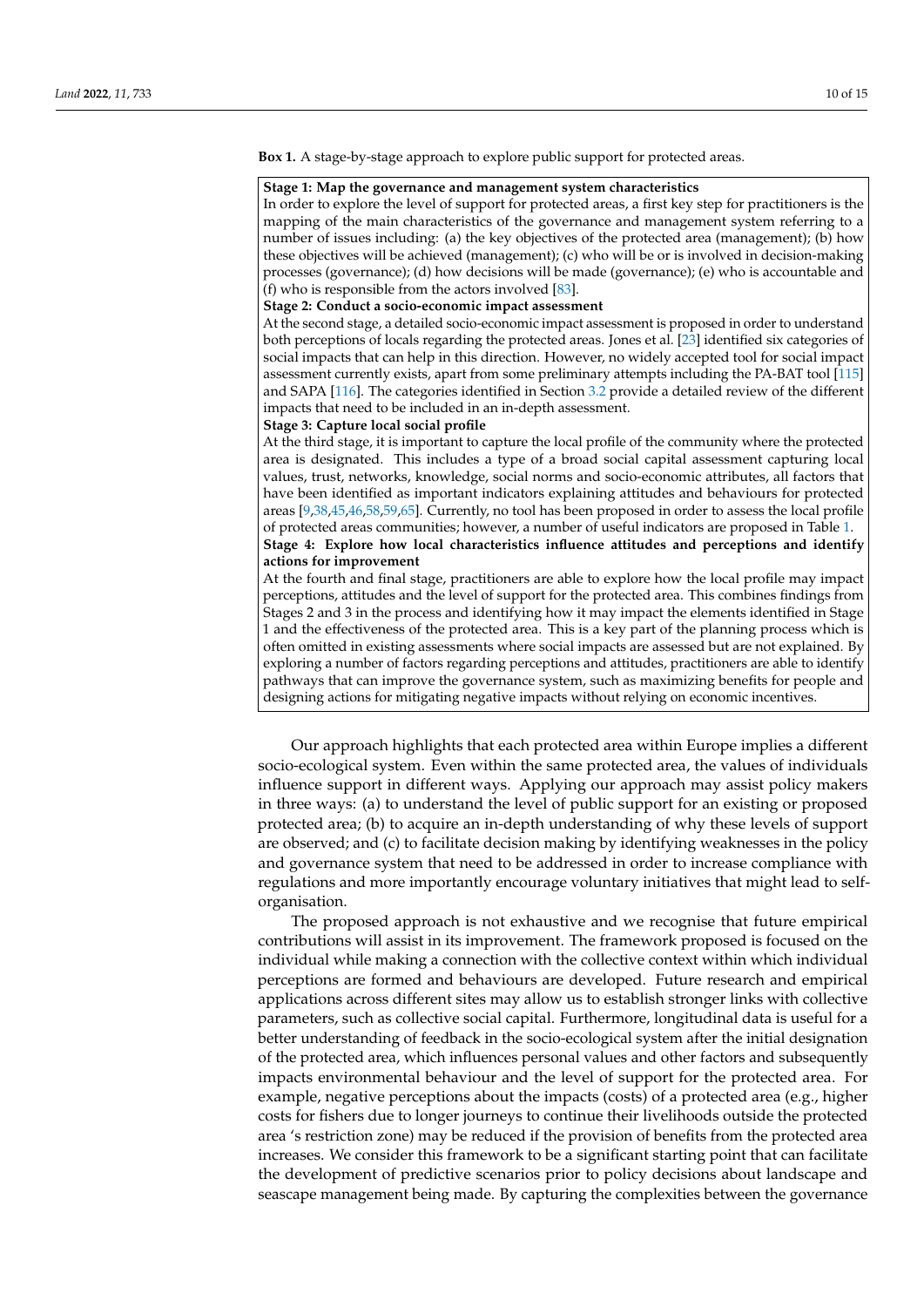**Box 1.** A stage-by-stage approach to explore public support for protected areas.

**Stage 1: Map the governance and management system characteristics**

In order to explore the level of support for protected areas, a first key step for practitioners is the mapping of the main characteristics of the governance and management system referring to a number of issues including: (a) the key objectives of the protected area (management); (b) how these objectives will be achieved (management); (c) who will be or is involved in decision-making processes (governance); (d) how decisions will be made (governance); (e) who is accountable and (f) who is responsible from the actors involved [83].

**Stage 2: Conduct a socio-economic impact assessment**

At the second stage, a detailed socio-economic impact assessment is proposed in order to understand both perceptions of locals regarding the protected areas. Jones et al. [23] identified six categories of social impacts that can help in this direction. However, no widely accepted tool for social impact assessment currently exists, apart from some preliminary attempts including the PA-BAT tool [115] and SAPA [116]. The categories identified in Section 3.2 provide a detailed review of the different impacts that need to be included in an in-depth assessment.

**Stage 3: Capture local social profile**

At the third stage, it is important to capture the local profile of the community where the protected area is designated. This includes a type of a broad social capital assessment capturing local values, trust, networks, knowledge, social norms and socio-economic attributes, all factors that have been identified as important indicators explaining attitudes and behaviours for protected areas [9,38,45,46,58,59,65]. Currently, no tool has been proposed in order to assess the local profile of protected areas communities; however, a number of useful indicators are proposed in Table 1.

**Stage 4: Explore how local characteristics influence attitudes and perceptions and identify actions for improvement**

At the fourth and final stage, practitioners are able to explore how the local profile may impact perceptions, attitudes and the level of support for the protected area. This combines findings from Stages 2 and 3 in the process and identifying how it may impact the elements identified in Stage 1 and the effectiveness of the protected area. This is a key part of the planning process which is often omitted in existing assessments where social impacts are assessed but are not explained. By exploring a number of factors regarding perceptions and attitudes, practitioners are able to identify pathways that can improve the governance system, such as maximizing benefits for people and designing actions for mitigating negative impacts without relying on economic incentives.

Our approach highlights that each protected area within Europe implies a different socio-ecological system. Even within the same protected area, the values of individuals influence support in different ways. Applying our approach may assist policy makers in three ways: (a) to understand the level of public support for an existing or proposed protected area; (b) to acquire an in-depth understanding of why these levels of support are observed; and (c) to facilitate decision making by identifying weaknesses in the policy and governance system that need to be addressed in order to increase compliance with regulations and more importantly encourage voluntary initiatives that might lead to self-organisation.

The proposed approach is not exhaustive and we recognise that future empirical contributions will assist in its improvement. The framework proposed is focused on the individual while making a connection with the collective context within which individual perceptions are formed and behaviours are developed. Future research and empirical applications across different sites may allow us to establish stronger links with collective parameters, such as collective social capital. Furthermore, longitudinal data is useful for a better understanding of feedback in the socio-ecological system after the initial designation of the protected area, which influences personal values and other factors and subsequently impacts environmental behaviour and the level of support for the protected area. For example, negative perceptions about the impacts (costs) of a protected area (e.g., higher costs for fishers due to longer journeys to continue their livelihoods outside the protected area 's restriction zone) may be reduced if the provision of benefits from the protected area increases. We consider this framework to be a significant starting point that can facilitate the development of predictive scenarios prior to policy decisions about landscape and seascape management being made. By capturing the complexities between the governance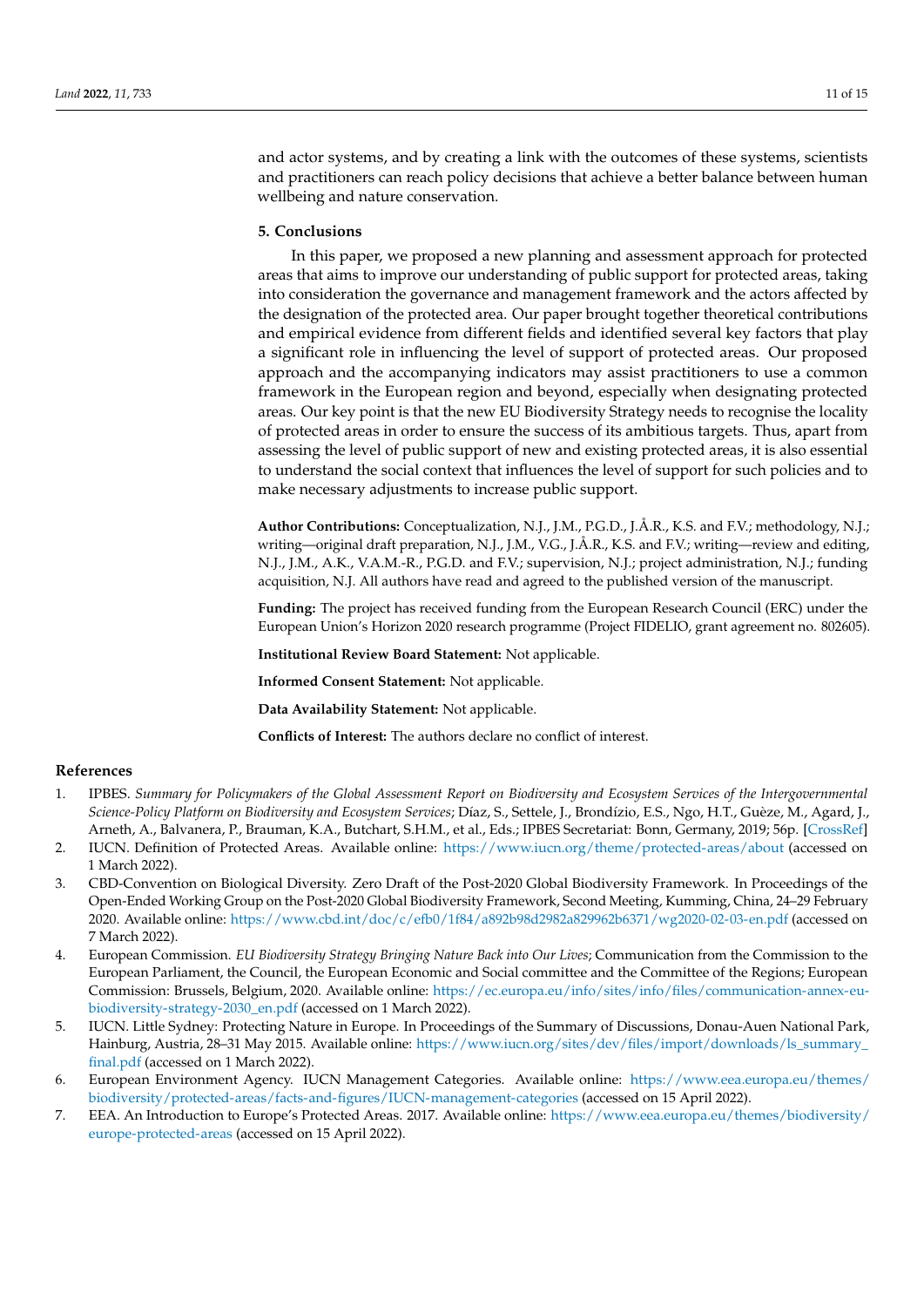and actor systems, and by creating a link with the outcomes of these systems, scientists and practitioners can reach policy decisions that achieve a better balance between human wellbeing and nature conservation.

## 5. Conclusions

In this paper, we proposed a new planning and assessment approach for protected areas that aims to improve our understanding of public support for protected areas, taking into consideration the governance and management framework and the actors affected by the designation of the protected area. Our paper brought together theoretical contributions and empirical evidence from different fields and identified several key factors that play a significant role in influencing the level of support of protected areas. Our proposed approach and the accompanying indicators may assist practitioners to use a common framework in the European region and beyond, especially when designating protected areas. Our key point is that the new EU Biodiversity Strategy needs to recognise the locality of protected areas in order to ensure the success of its ambitious targets. Thus, apart from assessing the level of public support of new and existing protected areas, it is also essential to understand the social context that influences the level of support for such policies and to make necessary adjustments to increase public support.

**Author Contributions:** Conceptualization, N.J., J.M., P.G.D., J.Å.R., K.S. and F.V.; methodology, N.J.; writing—original draft preparation, N.J., J.M., V.G., J.Å.R., K.S. and F.V.; writing—review and editing, N.J., J.M., A.K., V.A.M.-R., P.G.D. and F.V.; supervision, N.J.; project administration, N.J.; funding acquisition, N.J. All authors have read and agreed to the published version of the manuscript.

**Funding:** The project has received funding from the European Research Council (ERC) under the European Union's Horizon 2020 research programme (Project FIDELIO, grant agreement no. 802605).

**Institutional Review Board Statement:** Not applicable.

**Informed Consent Statement:** Not applicable.

**Data Availability Statement:** Not applicable.

**Conflicts of Interest:** The authors declare no conflict of interest.

## References

1. IPBES. *Summary for Policymakers of the Global Assessment Report on Biodiversity and Ecosystem Services of the Intergovernmental Science-Policy Platform on Biodiversity and Ecosystem Services*; Díaz, S., Settele, J., Brondízio, E.S., Ngo, H.T., Guèze, M., Agard, J., Arneth, A., Balvanera, P., Brauman, K.A., Butchart, S.H.M., et al., Eds.; IPBES Secretariat: Bonn, Germany, 2019; 56p. [CrossRef]
2. IUCN. Definition of Protected Areas. Available online: https://www.iucn.org/theme/protected-areas/about (accessed on 1 March 2022).
3. CBD-Convention on Biological Diversity. Zero Draft of the Post-2020 Global Biodiversity Framework. In Proceedings of the Open-Ended Working Group on the Post-2020 Global Biodiversity Framework, Second Meeting, Kumming, China, 24–29 February 2020. Available online: https://www.cbd.int/doc/c/efb0/1f84/a892b98d2982a829962b6371/wg2020-02-03-en.pdf (accessed on 7 March 2022).
4. European Commission. *EU Biodiversity Strategy Bringing Nature Back into Our Lives*; Communication from the Commission to the European Parliament, the Council, the European Economic and Social committee and the Committee of the Regions; European Commission: Brussels, Belgium, 2020. Available online: https://ec.europa.eu/info/sites/info/files/communication-annex-eu-biodiversity-strategy-2030_en.pdf (accessed on 1 March 2022).
5. IUCN. Little Sydney: Protecting Nature in Europe. In Proceedings of the Summary of Discussions, Donau-Auen National Park, Hainburg, Austria, 28–31 May 2015. Available online: https://www.iucn.org/sites/dev/files/import/downloads/ls_summary_final.pdf (accessed on 1 March 2022).
6. European Environment Agency. IUCN Management Categories. Available online: https://www.eea.europa.eu/themes/biodiversity/protected-areas/facts-and-figures/IUCN-management-categories (accessed on 15 April 2022).
7. EEA. An Introduction to Europe's Protected Areas. 2017. Available online: https://www.eea.europa.eu/themes/biodiversity/europe-protected-areas (accessed on 15 April 2022).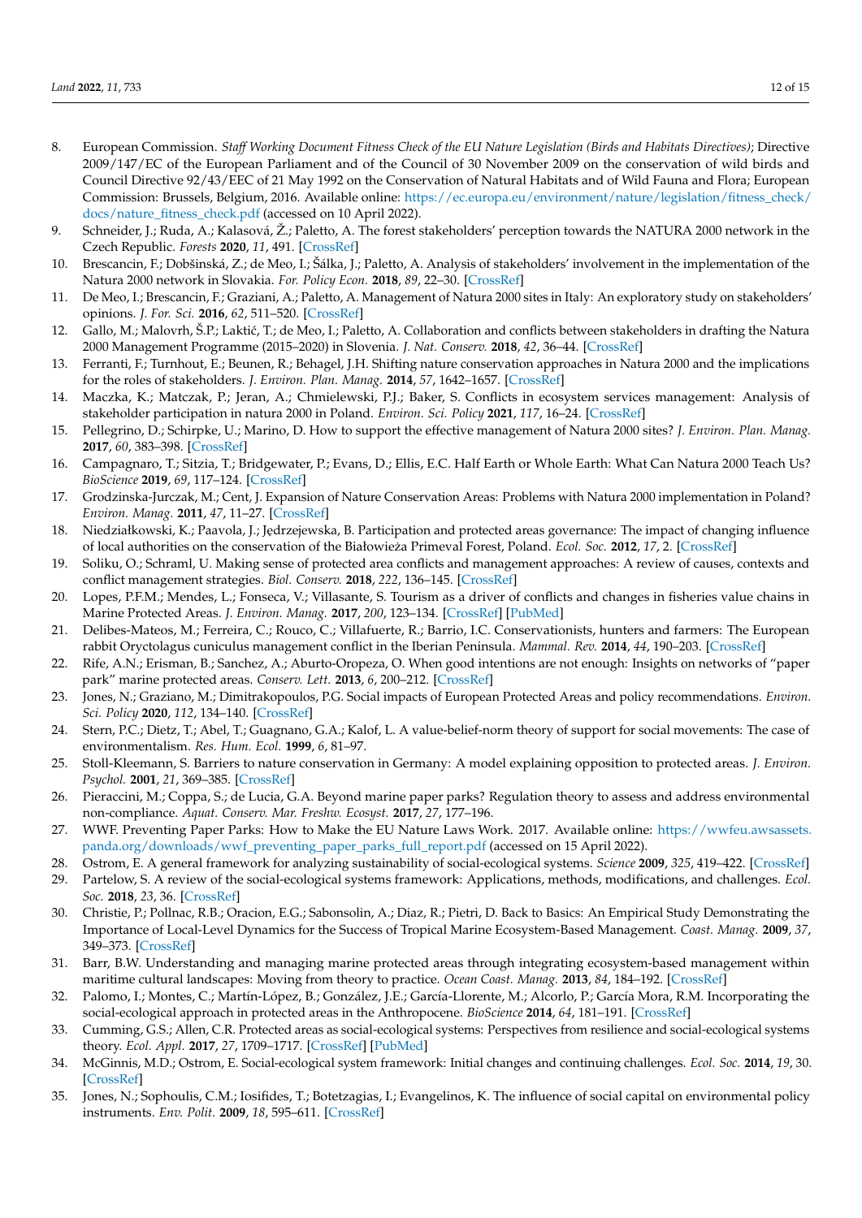8. European Commission. *Staff Working Document Fitness Check of the EU Nature Legislation (Birds and Habitats Directives)*; Directive 2009/147/EC of the European Parliament and of the Council of 30 November 2009 on the conservation of wild birds and Council Directive 92/43/EEC of 21 May 1992 on the Conservation of Natural Habitats and of Wild Fauna and Flora; European Commission: Brussels, Belgium, 2016. Available online: https://ec.europa.eu/environment/nature/legislation/fitness_check/docs/nature_fitness_check.pdf (accessed on 10 April 2022).
9. Schneider, J.; Ruda, A.; Kalasová, Ž.; Paletto, A. The forest stakeholders' perception towards the NATURA 2000 network in the Czech Republic. *Forests* **2020**, *11*, 491. [CrossRef]
10. Brescancin, F.; Dobšinská, Z.; de Meo, I.; Šálka, J.; Paletto, A. Analysis of stakeholders' involvement in the implementation of the Natura 2000 network in Slovakia. *For. Policy Econ.* **2018**, *89*, 22–30. [CrossRef]
11. De Meo, I.; Brescancin, F.; Graziani, A.; Paletto, A. Management of Natura 2000 sites in Italy: An exploratory study on stakeholders' opinions. *J. For. Sci.* **2016**, *62*, 511–520. [CrossRef]
12. Gallo, M.; Malovrh, Š.P.; Laktić, T.; de Meo, I.; Paletto, A. Collaboration and conflicts between stakeholders in drafting the Natura 2000 Management Programme (2015–2020) in Slovenia. *J. Nat. Conserv.* **2018**, *42*, 36–44. [CrossRef]
13. Ferranti, F.; Turnhout, E.; Beunen, R.; Behagel, J.H. Shifting nature conservation approaches in Natura 2000 and the implications for the roles of stakeholders. *J. Environ. Plan. Manag.* **2014**, *57*, 1642–1657. [CrossRef]
14. Maczka, K.; Matczak, P.; Jeran, A.; Chmielewski, P.J.; Baker, S. Conflicts in ecosystem services management: Analysis of stakeholder participation in natura 2000 in Poland. *Environ. Sci. Policy* **2021**, *117*, 16–24. [CrossRef]
15. Pellegrino, D.; Schirpke, U.; Marino, D. How to support the effective management of Natura 2000 sites? *J. Environ. Plan. Manag.* **2017**, *60*, 383–398. [CrossRef]
16. Campagnaro, T.; Sitzia, T.; Bridgewater, P.; Evans, D.; Ellis, E.C. Half Earth or Whole Earth: What Can Natura 2000 Teach Us? *BioScience* **2019**, *69*, 117–124. [CrossRef]
17. Grodzinska-Jurczak, M.; Cent, J. Expansion of Nature Conservation Areas: Problems with Natura 2000 implementation in Poland? *Environ. Manag.* **2011**, *47*, 11–27. [CrossRef]
18. Niedziałkowski, K.; Paavola, J.; Jędrzejewska, B. Participation and protected areas governance: The impact of changing influence of local authorities on the conservation of the Białowieża Primeval Forest, Poland. *Ecol. Soc.* **2012**, *17*, 2. [CrossRef]
19. Soliku, O.; Schraml, U. Making sense of protected area conflicts and management approaches: A review of causes, contexts and conflict management strategies. *Biol. Conserv.* **2018**, *222*, 136–145. [CrossRef]
20. Lopes, P.F.M.; Mendes, L.; Fonseca, V.; Villasante, S. Tourism as a driver of conflicts and changes in fisheries value chains in Marine Protected Areas. *J. Environ. Manag.* **2017**, *200*, 123–134. [CrossRef] [PubMed]
21. Delibes-Mateos, M.; Ferreira, C.; Rouco, C.; Villafuerte, R.; Barrio, I.C. Conservationists, hunters and farmers: The European rabbit Oryctolagus cuniculus management conflict in the Iberian Peninsula. *Mammal. Rev.* **2014**, *44*, 190–203. [CrossRef]
22. Rife, A.N.; Erisman, B.; Sanchez, A.; Aburto-Oropeza, O. When good intentions are not enough: Insights on networks of "paper park" marine protected areas. *Conserv. Lett.* **2013**, *6*, 200–212. [CrossRef]
23. Jones, N.; Graziano, M.; Dimitrakopoulos, P.G. Social impacts of European Protected Areas and policy recommendations. *Environ. Sci. Policy* **2020**, *112*, 134–140. [CrossRef]
24. Stern, P.C.; Dietz, T.; Abel, T.; Guagnano, G.A.; Kalof, L. A value-belief-norm theory of support for social movements: The case of environmentalism. *Res. Hum. Ecol.* **1999**, *6*, 81–97.
25. Stoll-Kleemann, S. Barriers to nature conservation in Germany: A model explaining opposition to protected areas. *J. Environ. Psychol.* **2001**, *21*, 369–385. [CrossRef]
26. Pieraccini, M.; Coppa, S.; de Lucia, G.A. Beyond marine paper parks? Regulation theory to assess and address environmental non-compliance. *Aquat. Conserv. Mar. Freshw. Ecosyst.* **2017**, *27*, 177–196.
27. WWF. Preventing Paper Parks: How to Make the EU Nature Laws Work. 2017. Available online: https://wwfeu.awsassets.panda.org/downloads/wwf_preventing_paper_parks_full_report.pdf (accessed on 15 April 2022).
28. Ostrom, E. A general framework for analyzing sustainability of social-ecological systems. *Science* **2009**, *325*, 419–422. [CrossRef]
29. Partelow, S. A review of the social-ecological systems framework: Applications, methods, modifications, and challenges. *Ecol. Soc.* **2018**, *23*, 36. [CrossRef]
30. Christie, P.; Pollnac, R.B.; Oracion, E.G.; Sabonsolin, A.; Diaz, R.; Pietri, D. Back to Basics: An Empirical Study Demonstrating the Importance of Local-Level Dynamics for the Success of Tropical Marine Ecosystem-Based Management. *Coast. Manag.* **2009**, *37*, 349–373. [CrossRef]
31. Barr, B.W. Understanding and managing marine protected areas through integrating ecosystem-based management within maritime cultural landscapes: Moving from theory to practice. *Ocean Coast. Manag.* **2013**, *84*, 184–192. [CrossRef]
32. Palomo, I.; Montes, C.; Martín-López, B.; González, J.E.; García-Llorente, M.; Alcorlo, P.; García Mora, R.M. Incorporating the social-ecological approach in protected areas in the Anthropocene. *BioScience* **2014**, *64*, 181–191. [CrossRef]
33. Cumming, G.S.; Allen, C.R. Protected areas as social-ecological systems: Perspectives from resilience and social-ecological systems theory. *Ecol. Appl.* **2017**, *27*, 1709–1717. [CrossRef] [PubMed]
34. McGinnis, M.D.; Ostrom, E. Social-ecological system framework: Initial changes and continuing challenges. *Ecol. Soc.* **2014**, *19*, 30. [CrossRef]
35. Jones, N.; Sophoulis, C.M.; Iosifides, T.; Botetzagias, I.; Evangelinos, K. The influence of social capital on environmental policy instruments. *Env. Polit.* **2009**, *18*, 595–611. [CrossRef]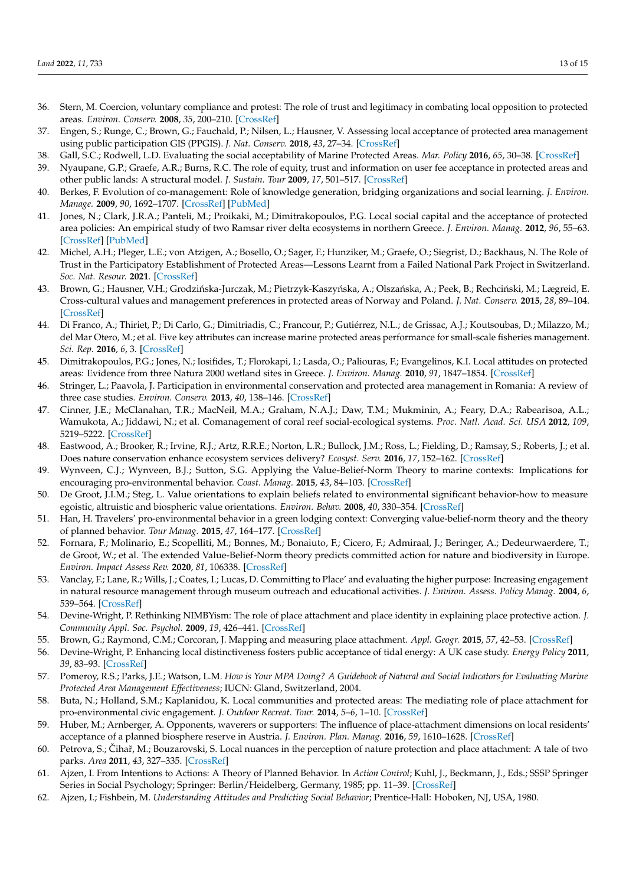36. Stern, M. Coercion, voluntary compliance and protest: The role of trust and legitimacy in combating local opposition to protected areas. *Environ. Conserv.* **2008**, *35*, 200–210. [CrossRef]
37. Engen, S.; Runge, C.; Brown, G.; Fauchald, P.; Nilsen, L.; Hausner, V. Assessing local acceptance of protected area management using public participation GIS (PPGIS). *J. Nat. Conserv.* **2018**, *43*, 27–34. [CrossRef]
38. Gall, S.C.; Rodwell, L.D. Evaluating the social acceptability of Marine Protected Areas. *Mar. Policy* **2016**, *65*, 30–38. [CrossRef]
39. Nyaupane, G.P.; Graefe, A.R.; Burns, R.C. The role of equity, trust and information on user fee acceptance in protected areas and other public lands: A structural model. *J. Sustain. Tour* **2009**, *17*, 501–517. [CrossRef]
40. Berkes, F. Evolution of co-management: Role of knowledge generation, bridging organizations and social learning. *J. Environ. Manage.* **2009**, *90*, 1692–1707. [CrossRef] [PubMed]
41. Jones, N.; Clark, J.R.A.; Panteli, M.; Proikaki, M.; Dimitrakopoulos, P.G. Local social capital and the acceptance of protected area policies: An empirical study of two Ramsar river delta ecosystems in northern Greece. *J. Environ. Manag.* **2012**, *96*, 55–63. [CrossRef] [PubMed]
42. Michel, A.H.; Pleger, L.E.; von Atzigen, A.; Bosello, O.; Sager, F.; Hunziker, M.; Graefe, O.; Siegrist, D.; Backhaus, N. The Role of Trust in the Participatory Establishment of Protected Areas—Lessons Learnt from a Failed National Park Project in Switzerland. *Soc. Nat. Resour.* **2021**. [CrossRef]
43. Brown, G.; Hausner, V.H.; Grodzińska-Jurczak, M.; Pietrzyk-Kaszyńska, A.; Olszańska, A.; Peek, B.; Rechciński, M.; Lægreid, E. Cross-cultural values and management preferences in protected areas of Norway and Poland. *J. Nat. Conserv.* **2015**, *28*, 89–104. [CrossRef]
44. Di Franco, A.; Thiriet, P.; Di Carlo, G.; Dimitriadis, C.; Francour, P.; Gutiérrez, N.L.; de Grissac, A.J.; Koutsoubas, D.; Milazzo, M.; del Mar Otero, M.; et al. Five key attributes can increase marine protected areas performance for small-scale fisheries management. *Sci. Rep.* **2016**, *6*, 3. [CrossRef]
45. Dimitrakopoulos, P.G.; Jones, N.; Iosifides, T.; Florokapi, I.; Lasda, O.; Paliouras, F.; Evangelinos, K.I. Local attitudes on protected areas: Evidence from three Natura 2000 wetland sites in Greece. *J. Environ. Manag.* **2010**, *91*, 1847–1854. [CrossRef]
46. Stringer, L.; Paavola, J. Participation in environmental conservation and protected area management in Romania: A review of three case studies. *Environ. Conserv.* **2013**, *40*, 138–146. [CrossRef]
47. Cinner, J.E.; McClanahan, T.R.; MacNeil, M.A.; Graham, N.A.J.; Daw, T.M.; Mukminin, A.; Feary, D.A.; Rabearisoa, A.L.; Wamukota, A.; Jiddawi, N.; et al. Comanagement of coral reef social-ecological systems. *Proc. Natl. Acad. Sci. USA* **2012**, *109*, 5219–5222. [CrossRef]
48. Eastwood, A.; Brooker, R.; Irvine, R.J.; Artz, R.R.E.; Norton, L.R.; Bullock, J.M.; Ross, L.; Fielding, D.; Ramsay, S.; Roberts, J.; et al. Does nature conservation enhance ecosystem services delivery? *Ecosyst. Serv.* **2016**, *17*, 152–162. [CrossRef]
49. Wynveen, C.J.; Wynveen, B.J.; Sutton, S.G. Applying the Value-Belief-Norm Theory to marine contexts: Implications for encouraging pro-environmental behavior. *Coast. Manag.* **2015**, *43*, 84–103. [CrossRef]
50. De Groot, J.I.M.; Steg, L. Value orientations to explain beliefs related to environmental significant behavior-how to measure egoistic, altruistic and biospheric value orientations. *Environ. Behav.* **2008**, *40*, 330–354. [CrossRef]
51. Han, H. Travelers' pro-environmental behavior in a green lodging context: Converging value-belief-norm theory and the theory of planned behavior. *Tour Manag.* **2015**, *47*, 164–177. [CrossRef]
52. Fornara, F.; Molinario, E.; Scopelliti, M.; Bonnes, M.; Bonaiuto, F.; Cicero, F.; Admiraal, J.; Beringer, A.; Dedeurwaerdere, T.; de Groot, W.; et al. The extended Value-Belief-Norm theory predicts committed action for nature and biodiversity in Europe. *Environ. Impact Assess Rev.* **2020**, *81*, 106338. [CrossRef]
53. Vanclay, F.; Lane, R.; Wills, J.; Coates, I.; Lucas, D. Committing to Place' and evaluating the higher purpose: Increasing engagement in natural resource management through museum outreach and educational activities. *J. Environ. Assess. Policy Manag.* **2004**, *6*, 539–564. [CrossRef]
54. Devine-Wright, P. Rethinking NIMBYism: The role of place attachment and place identity in explaining place protective action. *J. Community Appl. Soc. Psychol.* **2009**, *19*, 426–441. [CrossRef]
55. Brown, G.; Raymond, C.M.; Corcoran, J. Mapping and measuring place attachment. *Appl. Geogr.* **2015**, *57*, 42–53. [CrossRef]
56. Devine-Wright, P. Enhancing local distinctiveness fosters public acceptance of tidal energy: A UK case study. *Energy Policy* **2011**, *39*, 83–93. [CrossRef]
57. Pomeroy, R.S.; Parks, J.E.; Watson, L.M. *How is Your MPA Doing? A Guidebook of Natural and Social Indicators for Evaluating Marine Protected Area Management Effectiveness*; IUCN: Gland, Switzerland, 2004.
58. Buta, N.; Holland, S.M.; Kaplanidou, K. Local communities and protected areas: The mediating role of place attachment for pro-environmental civic engagement. *J. Outdoor Recreat. Tour.* **2014**, *5–6*, 1–10. [CrossRef]
59. Huber, M.; Arnberger, A. Opponents, waverers or supporters: The influence of place-attachment dimensions on local residents' acceptance of a planned biosphere reserve in Austria. *J. Environ. Plan. Manag.* **2016**, *59*, 1610–1628. [CrossRef]
60. Petrova, S.; Čihař, M.; Bouzarovski, S. Local nuances in the perception of nature protection and place attachment: A tale of two parks. *Area* **2011**, *43*, 327–335. [CrossRef]
61. Ajzen, I. From Intentions to Actions: A Theory of Planned Behavior. In *Action Control*; Kuhl, J., Beckmann, J., Eds.; SSSP Springer Series in Social Psychology; Springer: Berlin/Heidelberg, Germany, 1985; pp. 11–39. [CrossRef]
62. Ajzen, I.; Fishbein, M. *Understanding Attitudes and Predicting Social Behavior*; Prentice-Hall: Hoboken, NJ, USA, 1980.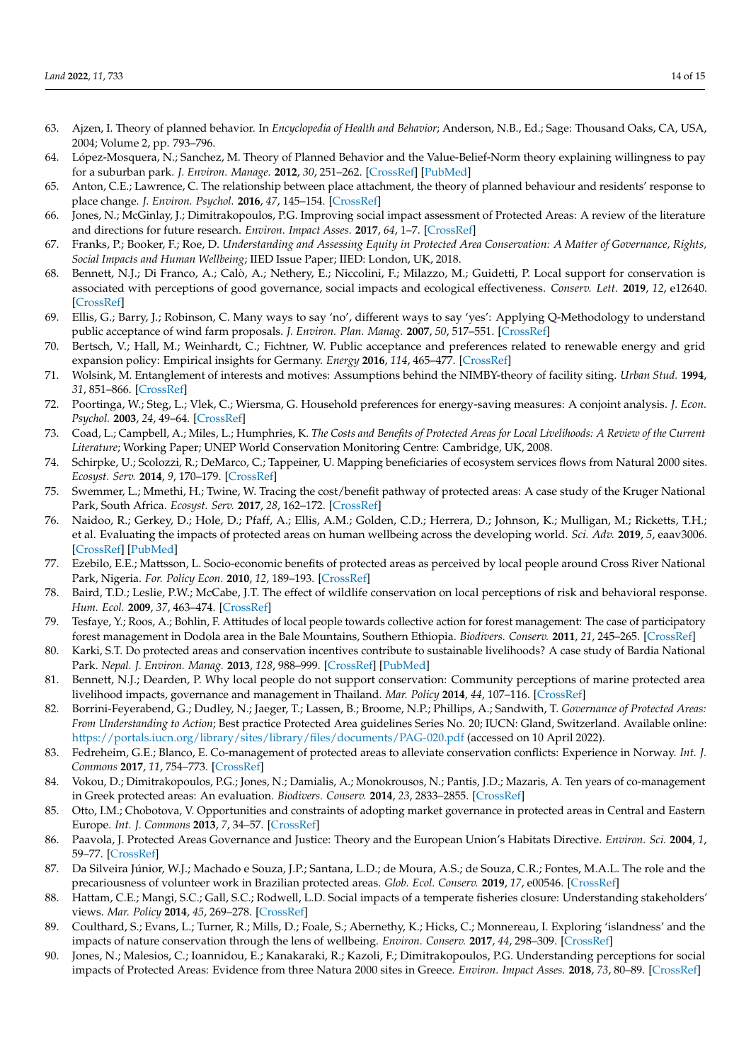63. Ajzen, I. Theory of planned behavior. In *Encyclopedia of Health and Behavior*; Anderson, N.B., Ed.; Sage: Thousand Oaks, CA, USA, 2004; Volume 2, pp. 793–796.
64. López-Mosquera, N.; Sanchez, M. Theory of Planned Behavior and the Value-Belief-Norm theory explaining willingness to pay for a suburban park. *J. Environ. Manage.* **2012**, *30*, 251–262. [CrossRef] [PubMed]
65. Anton, C.E.; Lawrence, C. The relationship between place attachment, the theory of planned behaviour and residents' response to place change. *J. Environ. Psychol.* **2016**, *47*, 145–154. [CrossRef]
66. Jones, N.; McGinlay, J.; Dimitrakopoulos, P.G. Improving social impact assessment of Protected Areas: A review of the literature and directions for future research. *Environ. Impact Asses.* **2017**, *64*, 1–7. [CrossRef]
67. Franks, P.; Booker, F.; Roe, D. *Understanding and Assessing Equity in Protected Area Conservation: A Matter of Governance, Rights, Social Impacts and Human Wellbeing*; IIED Issue Paper; IIED: London, UK, 2018.
68. Bennett, N.J.; Di Franco, A.; Calò, A.; Nethery, E.; Niccolini, F.; Milazzo, M.; Guidetti, P. Local support for conservation is associated with perceptions of good governance, social impacts and ecological effectiveness. *Conserv. Lett.* **2019**, *12*, e12640. [CrossRef]
69. Ellis, G.; Barry, J.; Robinson, C. Many ways to say 'no', different ways to say 'yes': Applying Q-Methodology to understand public acceptance of wind farm proposals. *J. Environ. Plan. Manag.* **2007**, *50*, 517–551. [CrossRef]
70. Bertsch, V.; Hall, M.; Weinhardt, C.; Fichtner, W. Public acceptance and preferences related to renewable energy and grid expansion policy: Empirical insights for Germany. *Energy* **2016**, *114*, 465–477. [CrossRef]
71. Wolsink, M. Entanglement of interests and motives: Assumptions behind the NIMBY-theory of facility siting. *Urban Stud.* **1994**, *31*, 851–866. [CrossRef]
72. Poortinga, W.; Steg, L.; Vlek, C.; Wiersma, G. Household preferences for energy-saving measures: A conjoint analysis. *J. Econ. Psychol.* **2003**, *24*, 49–64. [CrossRef]
73. Coad, L.; Campbell, A.; Miles, L.; Humphries, K. *The Costs and Benefits of Protected Areas for Local Livelihoods: A Review of the Current Literature*; Working Paper; UNEP World Conservation Monitoring Centre: Cambridge, UK, 2008.
74. Schirpke, U.; Scolozzi, R.; DeMarco, C.; Tappeiner, U. Mapping beneficiaries of ecosystem services flows from Natural 2000 sites. *Ecosyst. Serv.* **2014**, *9*, 170–179. [CrossRef]
75. Swemmer, L.; Mmethi, H.; Twine, W. Tracing the cost/benefit pathway of protected areas: A case study of the Kruger National Park, South Africa. *Ecosyst. Serv.* **2017**, *28*, 162–172. [CrossRef]
76. Naidoo, R.; Gerkey, D.; Hole, D.; Pfaff, A.; Ellis, A.M.; Golden, C.D.; Herrera, D.; Johnson, K.; Mulligan, M.; Ricketts, T.H.; et al. Evaluating the impacts of protected areas on human wellbeing across the developing world. *Sci. Adv.* **2019**, *5*, eaav3006. [CrossRef] [PubMed]
77. Ezebilo, E.E.; Mattsson, L. Socio-economic benefits of protected areas as perceived by local people around Cross River National Park, Nigeria. *For. Policy Econ.* **2010**, *12*, 189–193. [CrossRef]
78. Baird, T.D.; Leslie, P.W.; McCabe, J.T. The effect of wildlife conservation on local perceptions of risk and behavioral response. *Hum. Ecol.* **2009**, *37*, 463–474. [CrossRef]
79. Tesfaye, Y.; Roos, A.; Bohlin, F. Attitudes of local people towards collective action for forest management: The case of participatory forest management in Dodola area in the Bale Mountains, Southern Ethiopia. *Biodivers. Conserv.* **2011**, *21*, 245–265. [CrossRef]
80. Karki, S.T. Do protected areas and conservation incentives contribute to sustainable livelihoods? A case study of Bardia National Park. *Nepal. J. Environ. Manag.* **2013**, *128*, 988–999. [CrossRef] [PubMed]
81. Bennett, N.J.; Dearden, P. Why local people do not support conservation: Community perceptions of marine protected area livelihood impacts, governance and management in Thailand. *Mar. Policy* **2014**, *44*, 107–116. [CrossRef]
82. Borrini-Feyerabend, G.; Dudley, N.; Jaeger, T.; Lassen, B.; Broome, N.P.; Phillips, A.; Sandwith, T. *Governance of Protected Areas: From Understanding to Action*; Best practice Protected Area guidelines Series No. 20; IUCN: Gland, Switzerland. Available online: https://portals.iucn.org/library/sites/library/files/documents/PAG-020.pdf (accessed on 10 April 2022).
83. Fedreheim, G.E.; Blanco, E. Co-management of protected areas to alleviate conservation conflicts: Experience in Norway. *Int. J. Commons* **2017**, *11*, 754–773. [CrossRef]
84. Vokou, D.; Dimitrakopoulos, P.G.; Jones, N.; Damialis, A.; Monokrousos, N.; Pantis, J.D.; Mazaris, A. Ten years of co-management in Greek protected areas: An evaluation. *Biodivers. Conserv.* **2014**, *23*, 2833–2855. [CrossRef]
85. Otto, I.M.; Chobotova, V. Opportunities and constraints of adopting market governance in protected areas in Central and Eastern Europe. *Int. J. Commons* **2013**, *7*, 34–57. [CrossRef]
86. Paavola, J. Protected Areas Governance and Justice: Theory and the European Union's Habitats Directive. *Environ. Sci.* **2004**, *1*, 59–77. [CrossRef]
87. Da Silveira Júnior, W.J.; Machado e Souza, J.P.; Santana, L.D.; de Moura, A.S.; de Souza, C.R.; Fontes, M.A.L. The role and the precariousness of volunteer work in Brazilian protected areas. *Glob. Ecol. Conserv.* **2019**, *17*, e00546. [CrossRef]
88. Hattam, C.E.; Mangi, S.C.; Gall, S.C.; Rodwell, L.D. Social impacts of a temperate fisheries closure: Understanding stakeholders' views. *Mar. Policy* **2014**, *45*, 269–278. [CrossRef]
89. Coulthard, S.; Evans, L.; Turner, R.; Mills, D.; Foale, S.; Abernethy, K.; Hicks, C.; Monnereau, I. Exploring 'islandness' and the impacts of nature conservation through the lens of wellbeing. *Environ. Conserv.* **2017**, *44*, 298–309. [CrossRef]
90. Jones, N.; Malesios, C.; Ioannidou, E.; Kanakaraki, R.; Kazoli, F.; Dimitrakopoulos, P.G. Understanding perceptions for social impacts of Protected Areas: Evidence from three Natura 2000 sites in Greece. *Environ. Impact Asses.* **2018**, *73*, 80–89. [CrossRef]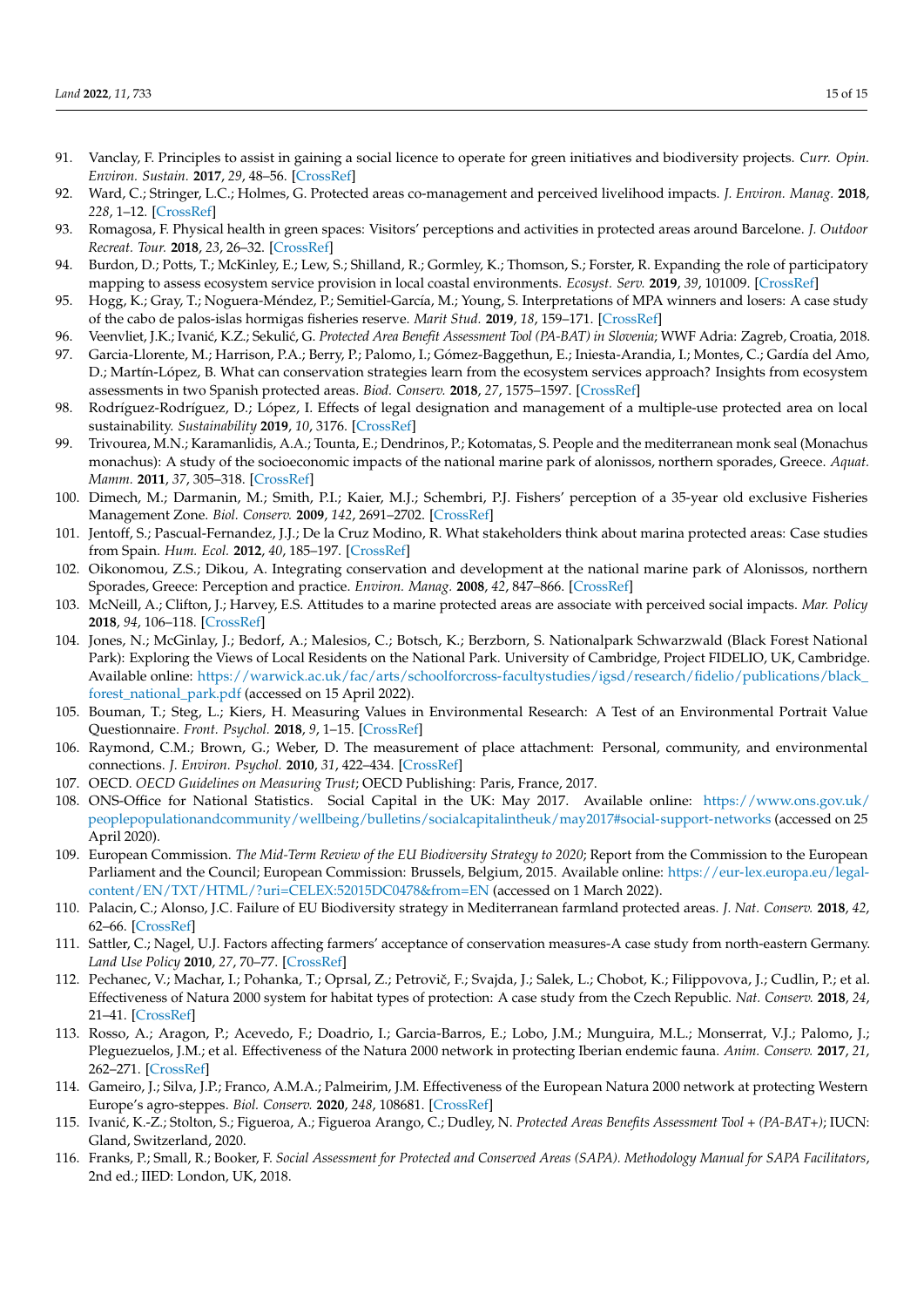91. Vanclay, F. Principles to assist in gaining a social licence to operate for green initiatives and biodiversity projects. *Curr. Opin. Environ. Sustain.* **2017**, *29*, 48–56. [CrossRef]
92. Ward, C.; Stringer, L.C.; Holmes, G. Protected areas co-management and perceived livelihood impacts. *J. Environ. Manag.* **2018**, *228*, 1–12. [CrossRef]
93. Romagosa, F. Physical health in green spaces: Visitors' perceptions and activities in protected areas around Barcelone. *J. Outdoor Recreat. Tour.* **2018**, *23*, 26–32. [CrossRef]
94. Burdon, D.; Potts, T.; McKinley, E.; Lew, S.; Shilland, R.; Gormley, K.; Thomson, S.; Forster, R. Expanding the role of participatory mapping to assess ecosystem service provision in local coastal environments. *Ecosyst. Serv.* **2019**, *39*, 101009. [CrossRef]
95. Hogg, K.; Gray, T.; Noguera-Méndez, P.; Semitiel-García, M.; Young, S. Interpretations of MPA winners and losers: A case study of the cabo de palos-islas hormigas fisheries reserve. *Marit Stud.* **2019**, *18*, 159–171. [CrossRef]
96. Veenvliet, J.K.; Ivanić, K.Z.; Sekulić, G. *Protected Area Benefit Assessment Tool (PA-BAT) in Slovenia*; WWF Adria: Zagreb, Croatia, 2018.
97. Garcia-Llorente, M.; Harrison, P.A.; Berry, P.; Palomo, I.; Gómez-Baggethun, E.; Iniesta-Arandia, I.; Montes, C.; Gardía del Amo, D.; Martín-López, B. What can conservation strategies learn from the ecosystem services approach? Insights from ecosystem assessments in two Spanish protected areas. *Biod. Conserv.* **2018**, *27*, 1575–1597. [CrossRef]
98. Rodríguez-Rodríguez, D.; López, I. Effects of legal designation and management of a multiple-use protected area on local sustainability. *Sustainability* **2019**, *10*, 3176. [CrossRef]
99. Trivourea, M.N.; Karamanlidis, A.A.; Tounta, E.; Dendrinos, P.; Kotomatas, S. People and the mediterranean monk seal (Monachus monachus): A study of the socioeconomic impacts of the national marine park of alonissos, northern sporades, Greece. *Aquat. Mamm.* **2011**, *37*, 305–318. [CrossRef]
100. Dimech, M.; Darmanin, M.; Smith, P.I.; Kaier, M.J.; Schembri, P.J. Fishers' perception of a 35-year old exclusive Fisheries Management Zone. *Biol. Conserv.* **2009**, *142*, 2691–2702. [CrossRef]
101. Jentoff, S.; Pascual-Fernandez, J.J.; De la Cruz Modino, R. What stakeholders think about marina protected areas: Case studies from Spain. *Hum. Ecol.* **2012**, *40*, 185–197. [CrossRef]
102. Oikonomou, Z.S.; Dikou, A. Integrating conservation and development at the national marine park of Alonissos, northern Sporades, Greece: Perception and practice. *Environ. Manag.* **2008**, *42*, 847–866. [CrossRef]
103. McNeill, A.; Clifton, J.; Harvey, E.S. Attitudes to a marine protected areas are associate with perceived social impacts. *Mar. Policy* **2018**, *94*, 106–118. [CrossRef]
104. Jones, N.; McGinlay, J.; Bedorf, A.; Malesios, C.; Botsch, K.; Berzborn, S. Nationalpark Schwarzwald (Black Forest National Park): Exploring the Views of Local Residents on the National Park. University of Cambridge, Project FIDELIO, UK, Cambridge. Available online: https://warwick.ac.uk/fac/arts/schoolforcross-facultystudies/igsd/research/fidelio/publications/black_forest_national_park.pdf (accessed on 15 April 2022).
105. Bouman, T.; Steg, L.; Kiers, H. Measuring Values in Environmental Research: A Test of an Environmental Portrait Value Questionnaire. *Front. Psychol.* **2018**, *9*, 1–15. [CrossRef]
106. Raymond, C.M.; Brown, G.; Weber, D. The measurement of place attachment: Personal, community, and environmental connections. *J. Environ. Psychol.* **2010**, *31*, 422–434. [CrossRef]
107. OECD. *OECD Guidelines on Measuring Trust*; OECD Publishing: Paris, France, 2017.
108. ONS-Office for National Statistics. Social Capital in the UK: May 2017. Available online: https://www.ons.gov.uk/peoplepopulationandcommunity/wellbeing/bulletins/socialcapitalintheuk/may2017#social-support-networks (accessed on 25 April 2020).
109. European Commission. *The Mid-Term Review of the EU Biodiversity Strategy to 2020*; Report from the Commission to the European Parliament and the Council; European Commission: Brussels, Belgium, 2015. Available online: https://eur-lex.europa.eu/legal-content/EN/TXT/HTML/?uri=CELEX:52015DC0478&from=EN (accessed on 1 March 2022).
110. Palacin, C.; Alonso, J.C. Failure of EU Biodiversity strategy in Mediterranean farmland protected areas. *J. Nat. Conserv.* **2018**, *42*, 62–66. [CrossRef]
111. Sattler, C.; Nagel, U.J. Factors affecting farmers' acceptance of conservation measures-A case study from north-eastern Germany. *Land Use Policy* **2010**, *27*, 70–77. [CrossRef]
112. Pechanec, V.; Machar, I.; Pohanka, T.; Oprsal, Z.; Petrovič, F.; Svajda, J.; Salek, L.; Chobot, K.; Filippovova, J.; Cudlin, P.; et al. Effectiveness of Natura 2000 system for habitat types of protection: A case study from the Czech Republic. *Nat. Conserv.* **2018**, *24*, 21–41. [CrossRef]
113. Rosso, A.; Aragon, P.; Acevedo, F.; Doadrio, I.; Garcia-Barros, E.; Lobo, J.M.; Munguira, M.L.; Monserrat, V.J.; Palomo, J.; Pleguezuelos, J.M.; et al. Effectiveness of the Natura 2000 network in protecting Iberian endemic fauna. *Anim. Conserv.* **2017**, *21*, 262–271. [CrossRef]
114. Gameiro, J.; Silva, J.P.; Franco, A.M.A.; Palmeirim, J.M. Effectiveness of the European Natura 2000 network at protecting Western Europe's agro-steppes. *Biol. Conserv.* **2020**, *248*, 108681. [CrossRef]
115. Ivanić, K.-Z.; Stolton, S.; Figueroa, A.; Figueroa Arango, C.; Dudley, N. *Protected Areas Benefits Assessment Tool + (PA-BAT+)*; IUCN: Gland, Switzerland, 2020.
116. Franks, P.; Small, R.; Booker, F. *Social Assessment for Protected and Conserved Areas (SAPA). Methodology Manual for SAPA Facilitators*, 2nd ed.; IIED: London, UK, 2018.